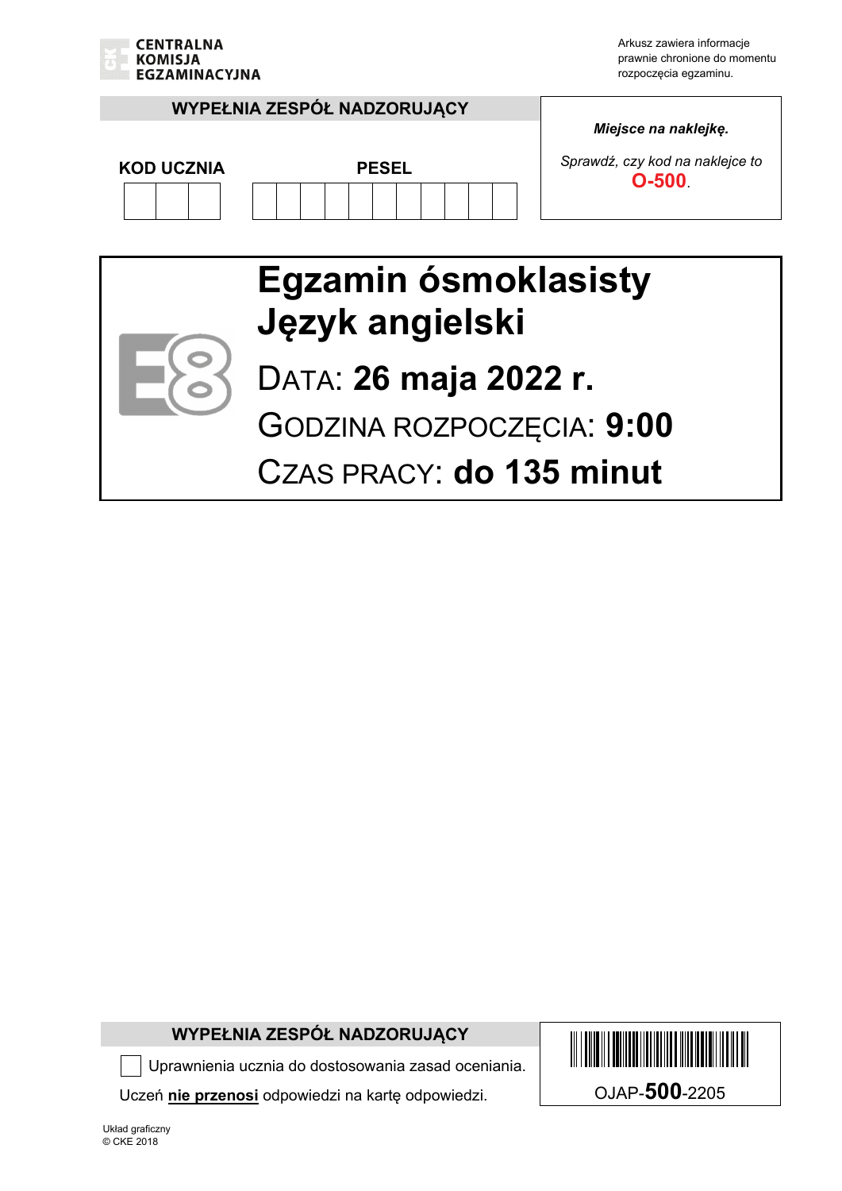CENTRALNA KOMISJA EGZAMINACYJNA

Arkusz zawiera informacje prawnie chronione do momentu rozpoczęcia egzaminu.

**WYPEŁNIA ZESPÓŁ NADZORUJĄCY**

| KOD UCZNIA | PESEL |
|---|---|
| | |

*Miejsce na naklejkę.*

*Sprawdź, czy kod na naklejce to* **O-500**.

# Egzamin ósmoklasisty
# Język angielski

DATA: **26 maja 2022 r.**

GODZINA ROZPOCZĘCIA: **9:00**

CZAS PRACY: **do 135 minut**

**WYPEŁNIA ZESPÓŁ NADZORUJĄCY**

☐ Uprawnienia ucznia do dostosowania zasad oceniania.

Uczeń **nie przenosi** odpowiedzi na kartę odpowiedzi.

OJAP-**500**-2205

Układ graficzny
© CKE 2018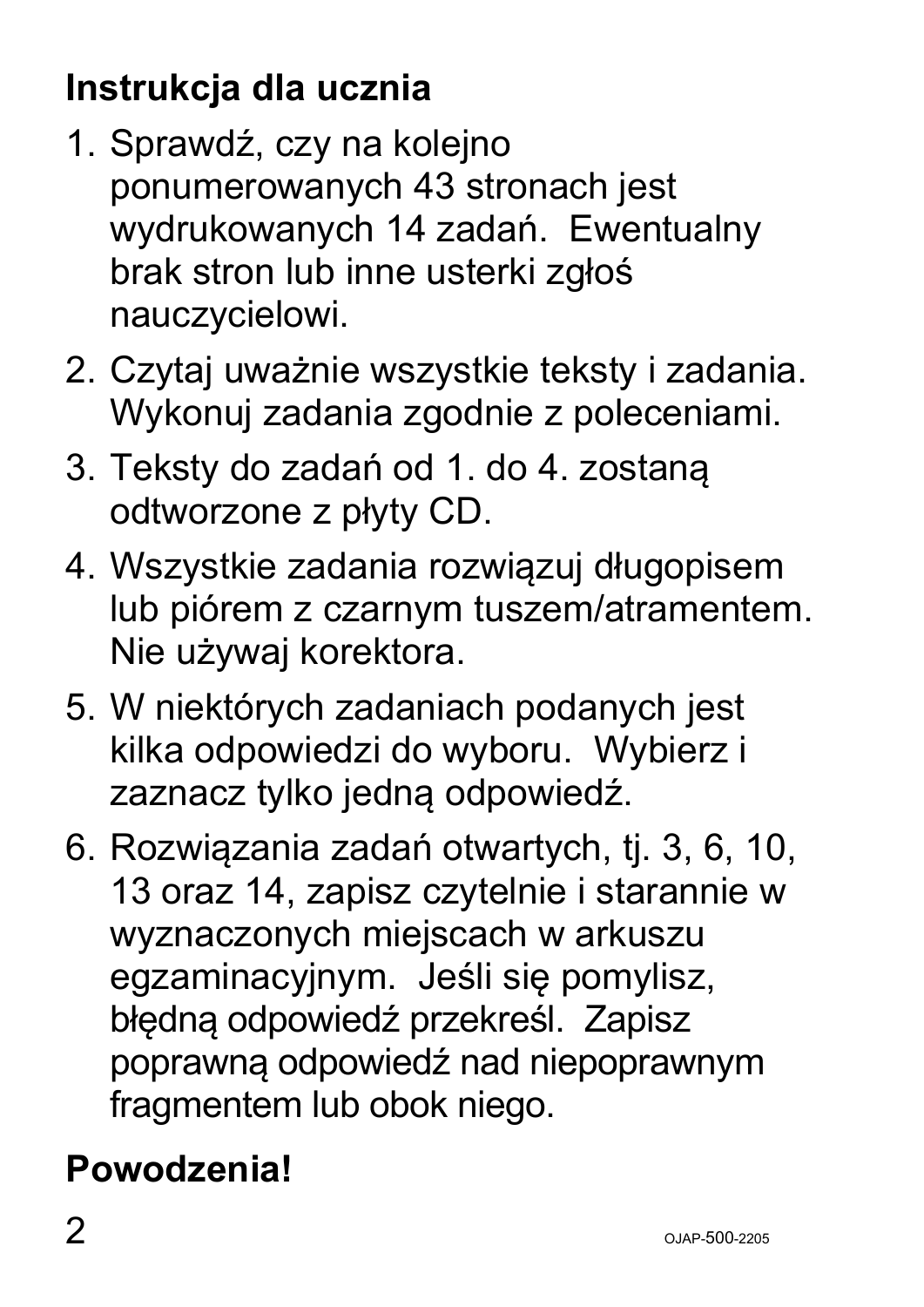## Instrukcja dla ucznia

1. Sprawdź, czy na kolejno ponumerowanych 43 stronach jest wydrukowanych 14 zadań. Ewentualny brak stron lub inne usterki zgłoś nauczycielowi.
2. Czytaj uważnie wszystkie teksty i zadania. Wykonuj zadania zgodnie z poleceniami.
3. Teksty do zadań od 1. do 4. zostaną odtworzone z płyty CD.
4. Wszystkie zadania rozwiązuj długopisem lub piórem z czarnym tuszem/atramentem. Nie używaj korektora.
5. W niektórych zadaniach podanych jest kilka odpowiedzi do wyboru. Wybierz i zaznacz tylko jedną odpowiedź.
6. Rozwiązania zadań otwartych, tj. 3, 6, 10, 13 oraz 14, zapisz czytelnie i starannie w wyznaczonych miejscach w arkuszu egzaminacyjnym. Jeśli się pomylisz, błędną odpowiedź przekreśl. Zapisz poprawną odpowiedź nad niepoprawnym fragmentem lub obok niego.

**Powodzenia!**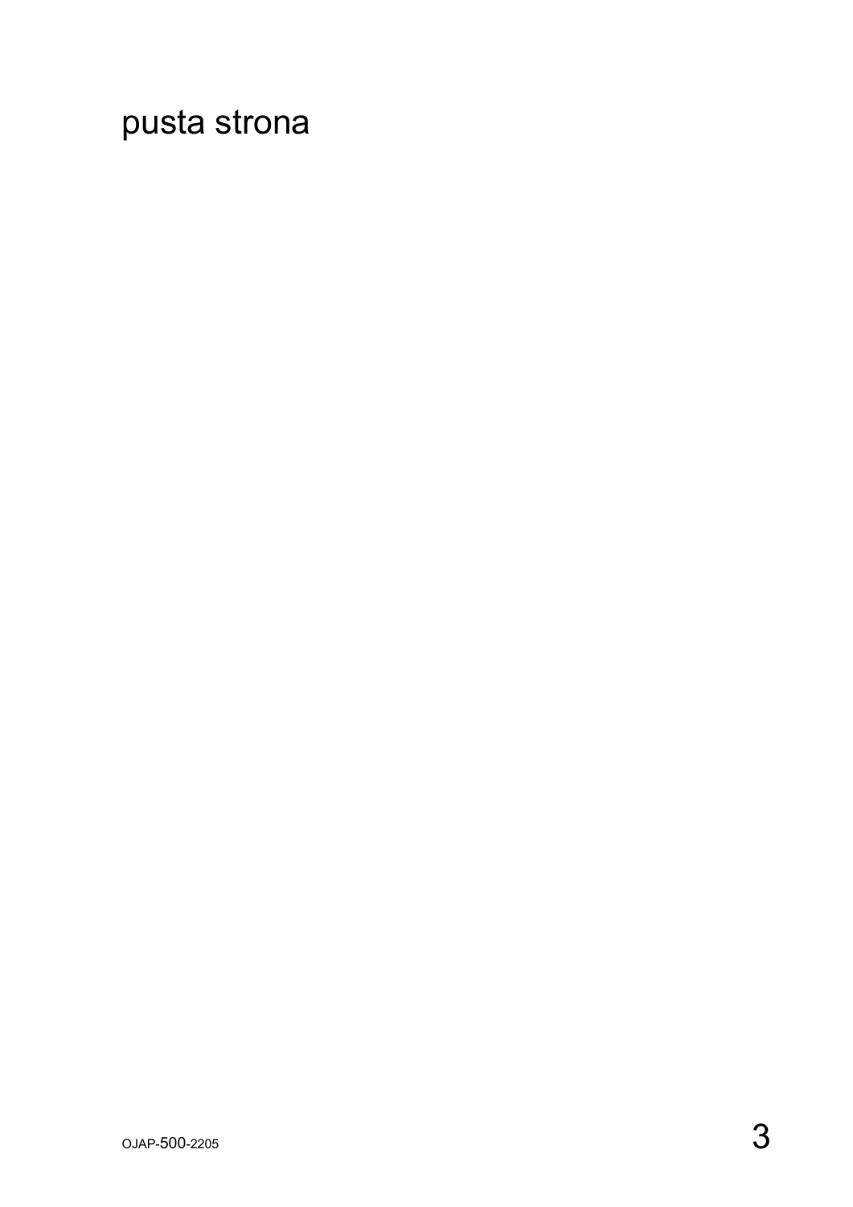pusta strona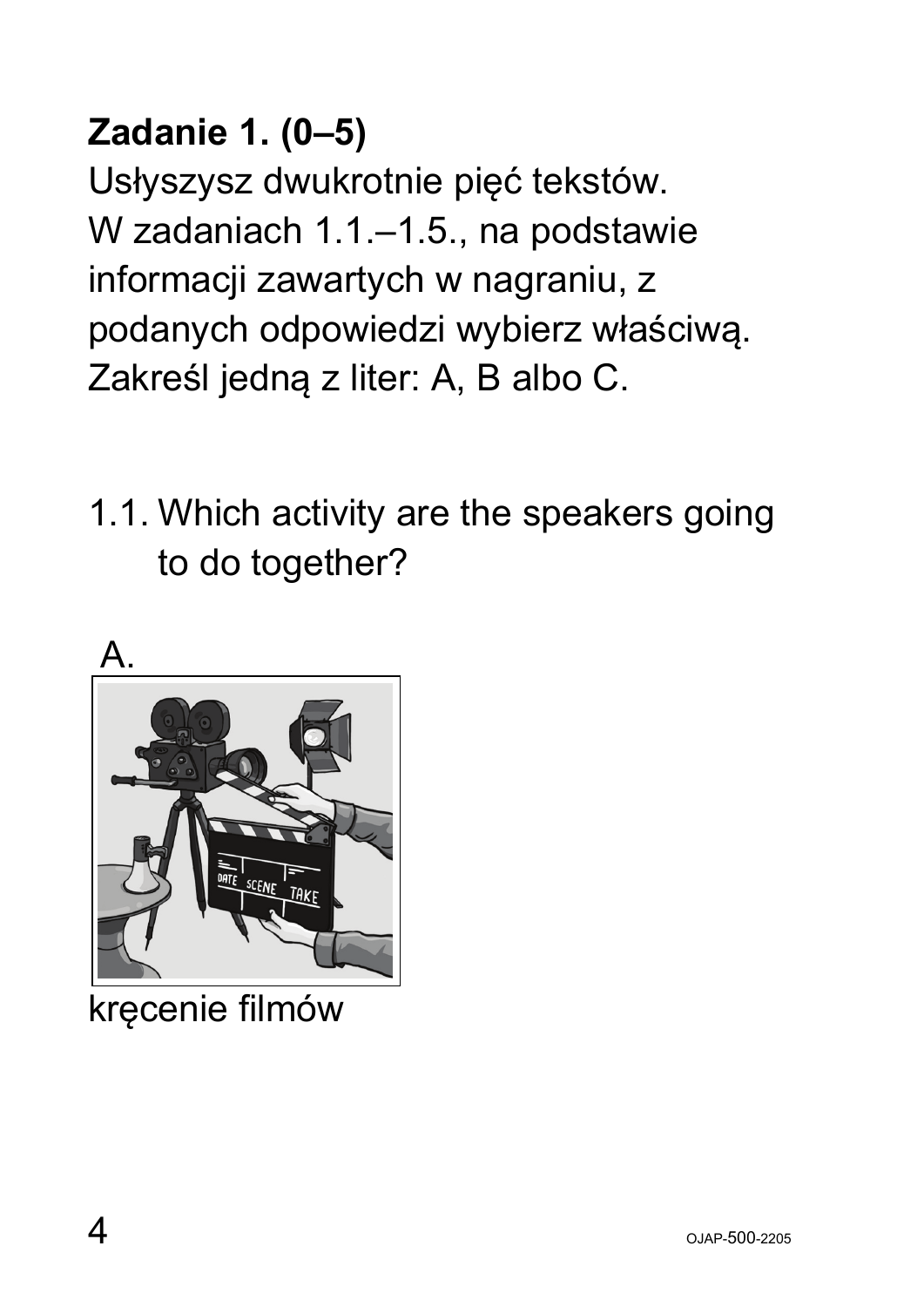**Zadanie 1. (0–5)**

Usłyszysz dwukrotnie pięć tekstów.
W zadaniach 1.1.–1.5., na podstawie informacji zawartych w nagraniu, z podanych odpowiedzi wybierz właściwą. Zakreśl jedną z liter: A, B albo C.

1.1. Which activity are the speakers going to do together?

A.

kręcenie filmów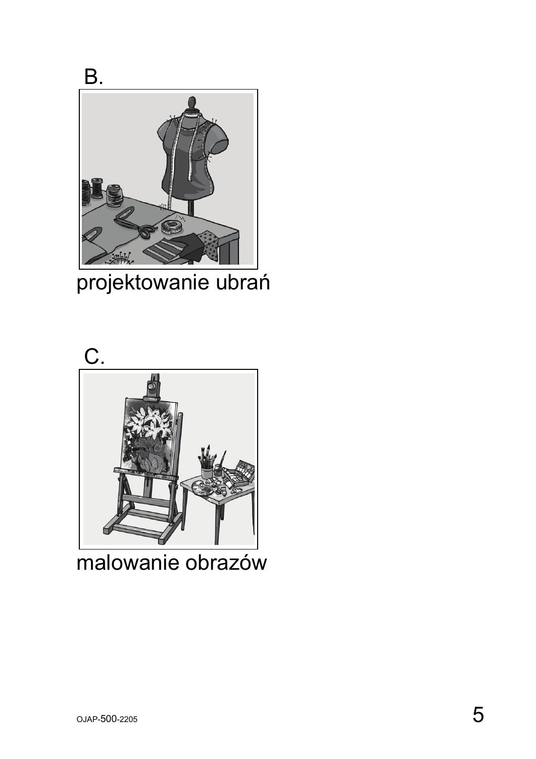B.

projektowanie ubrań

C.

malowanie obrazów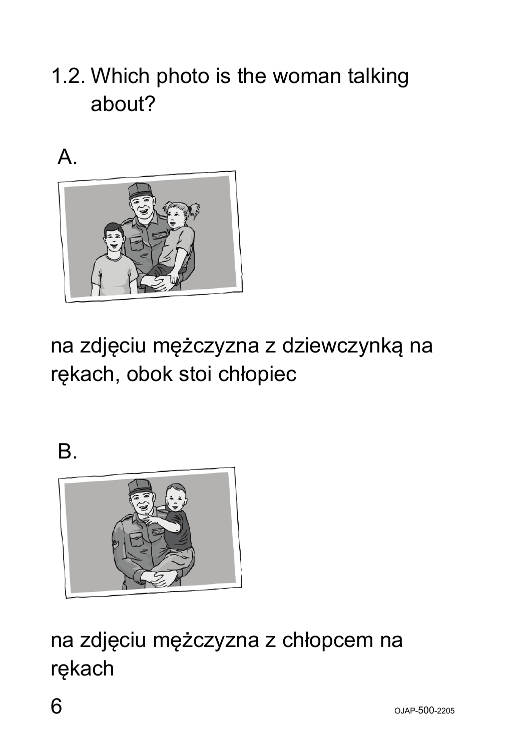1.2. Which photo is the woman talking about?

A.

na zdjęciu mężczyzna z dziewczynką na rękach, obok stoi chłopiec

B.

na zdjęciu mężczyzna z chłopcem na rękach

OJAP-500-2205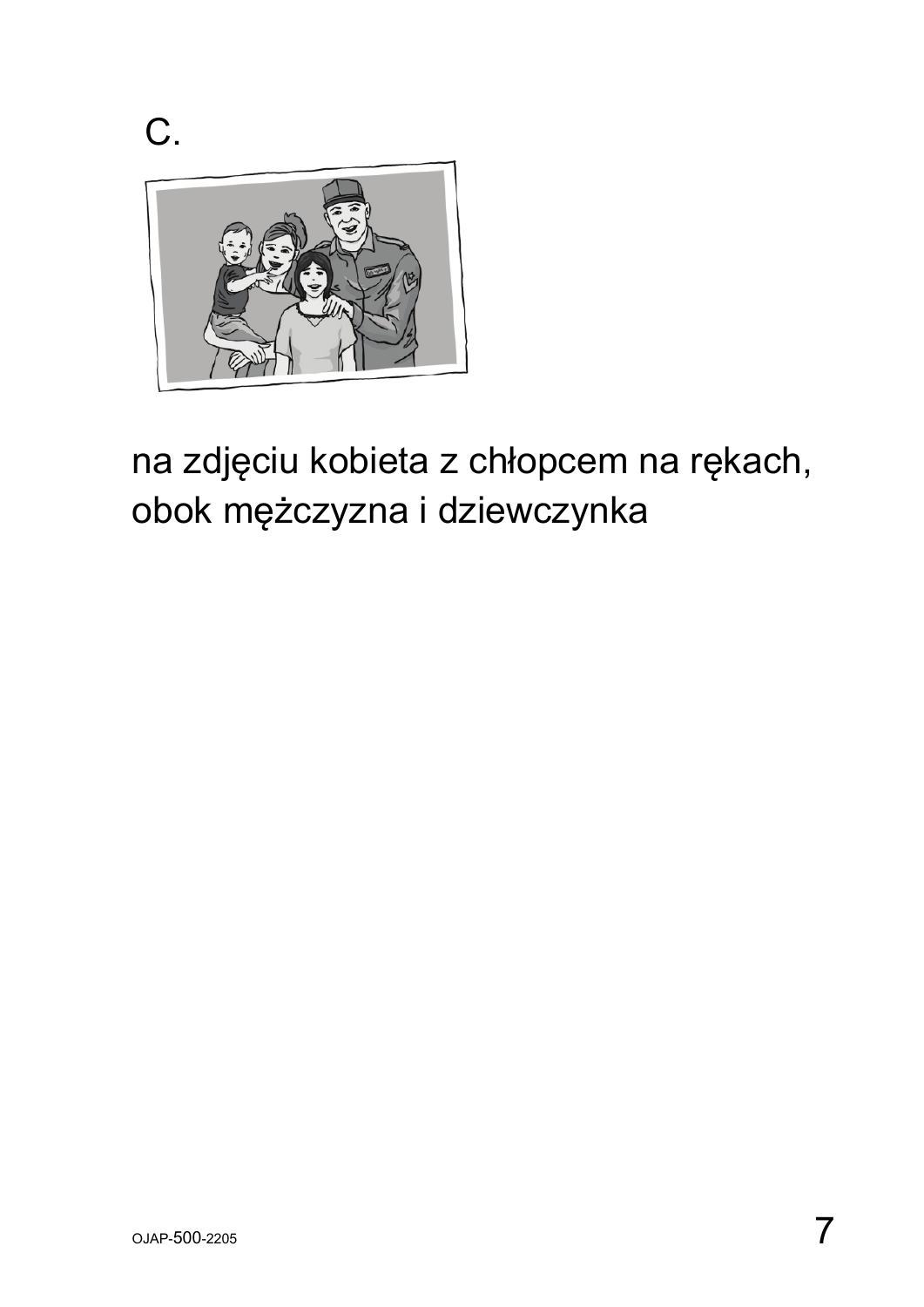C.

na zdjęciu kobieta z chłopcem na rękach, obok mężczyzna i dziewczynka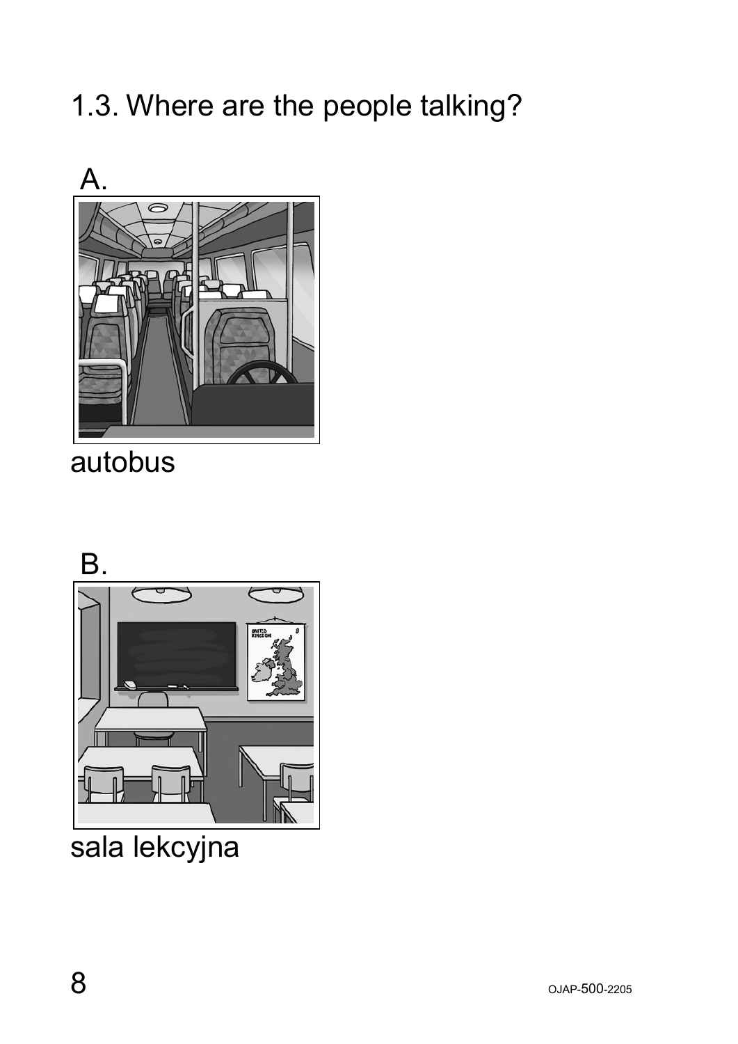1.3. Where are the people talking?

A.

autobus

B.

sala lekcyjna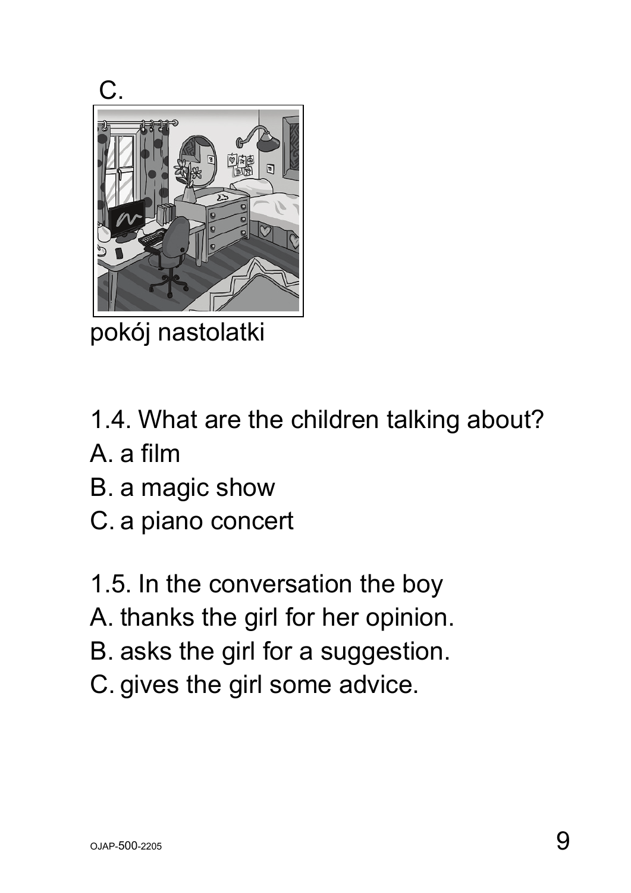C.

pokój nastolatki

1.4. What are the children talking about?

A. a film

B. a magic show

C. a piano concert

1.5. In the conversation the boy

A. thanks the girl for her opinion.

B. asks the girl for a suggestion.

C. gives the girl some advice.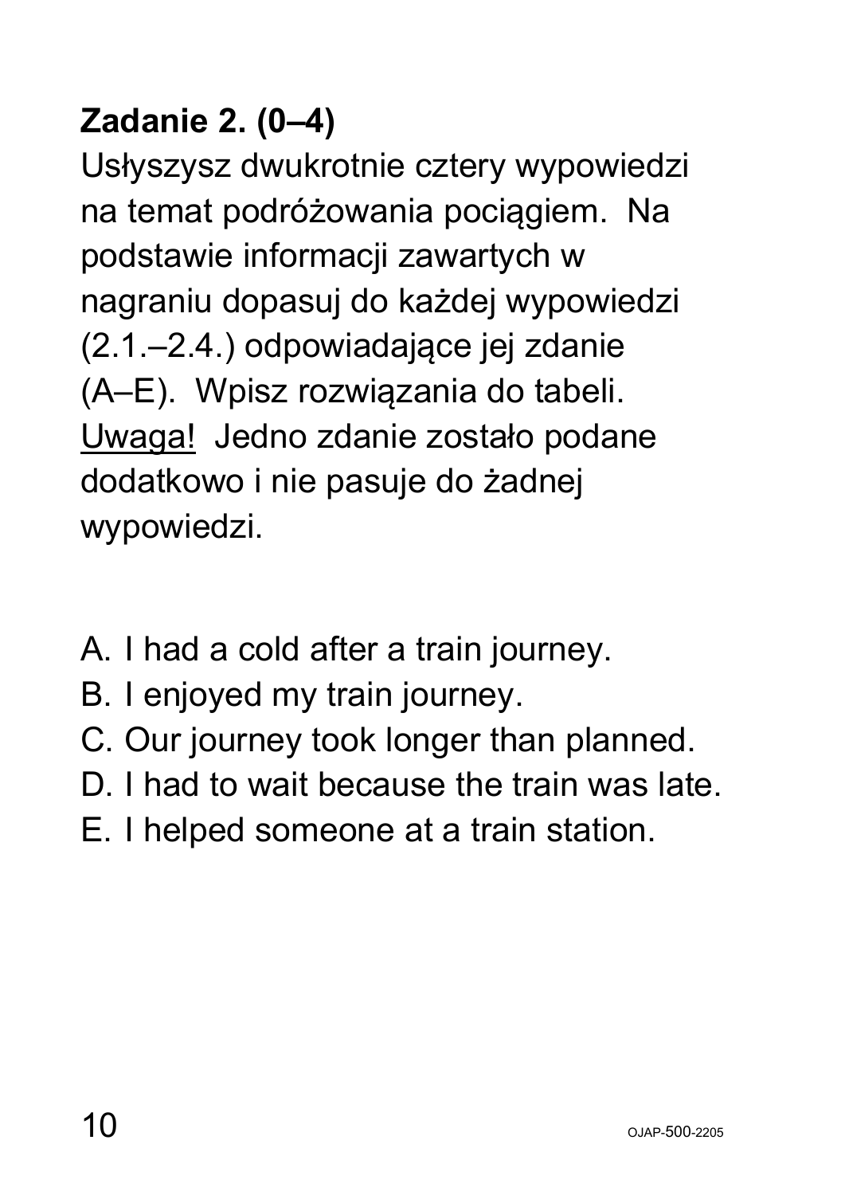**Zadanie 2. (0–4)**

Usłyszysz dwukrotnie cztery wypowiedzi na temat podróżowania pociągiem. Na podstawie informacji zawartych w nagraniu dopasuj do każdej wypowiedzi (2.1.–2.4.) odpowiadające jej zdanie (A–E). Wpisz rozwiązania do tabeli. Uwaga! Jedno zdanie zostało podane dodatkowo i nie pasuje do żadnej wypowiedzi.

A. I had a cold after a train journey.
B. I enjoyed my train journey.
C. Our journey took longer than planned.
D. I had to wait because the train was late.
E. I helped someone at a train station.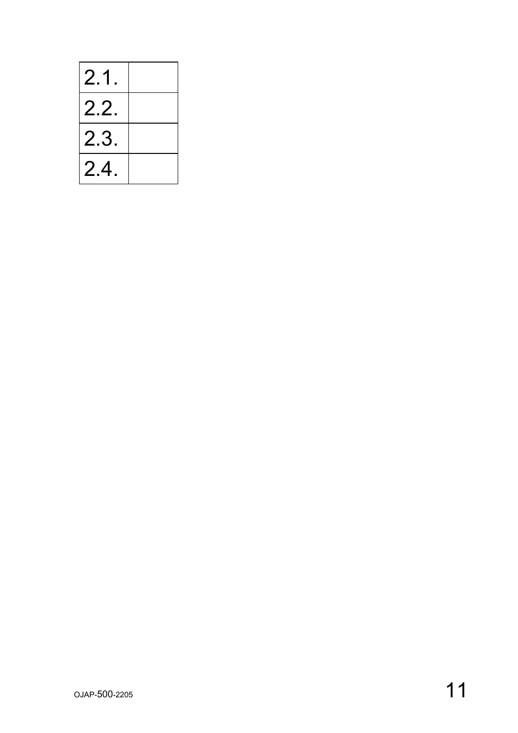| 2.1. | |
|---|---|
| 2.2. | |
| 2.3. | |
| 2.4. | |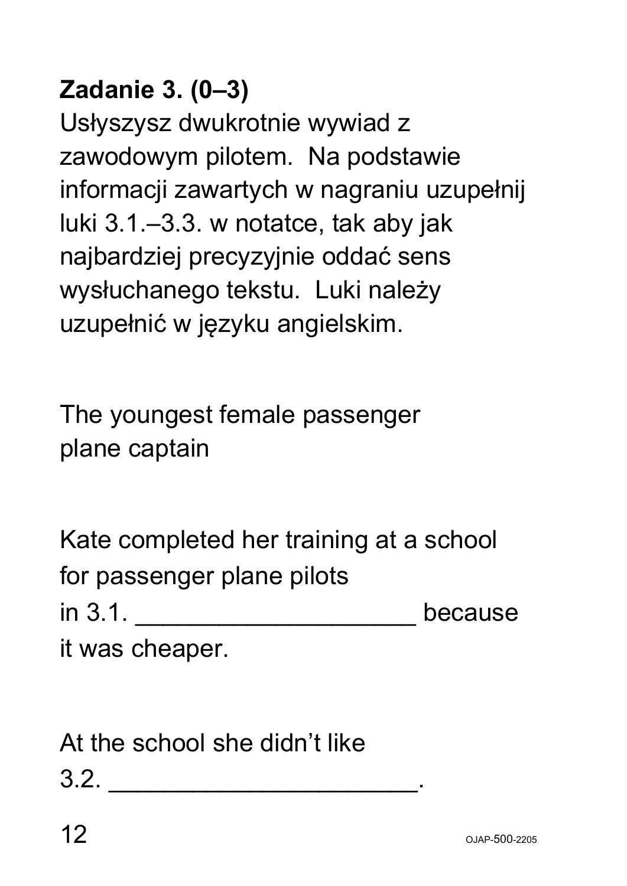**Zadanie 3. (0–3)**
Usłyszysz dwukrotnie wywiad z zawodowym pilotem. Na podstawie informacji zawartych w nagraniu uzupełnij luki 3.1.–3.3. w notatce, tak aby jak najbardziej precyzyjnie oddać sens wysłuchanego tekstu. Luki należy uzupełnić w języku angielskim.

The youngest female passenger plane captain

Kate completed her training at a school for passenger plane pilots in 3.1. ____________________ because it was cheaper.

At the school she didn't like 3.2. ______________________.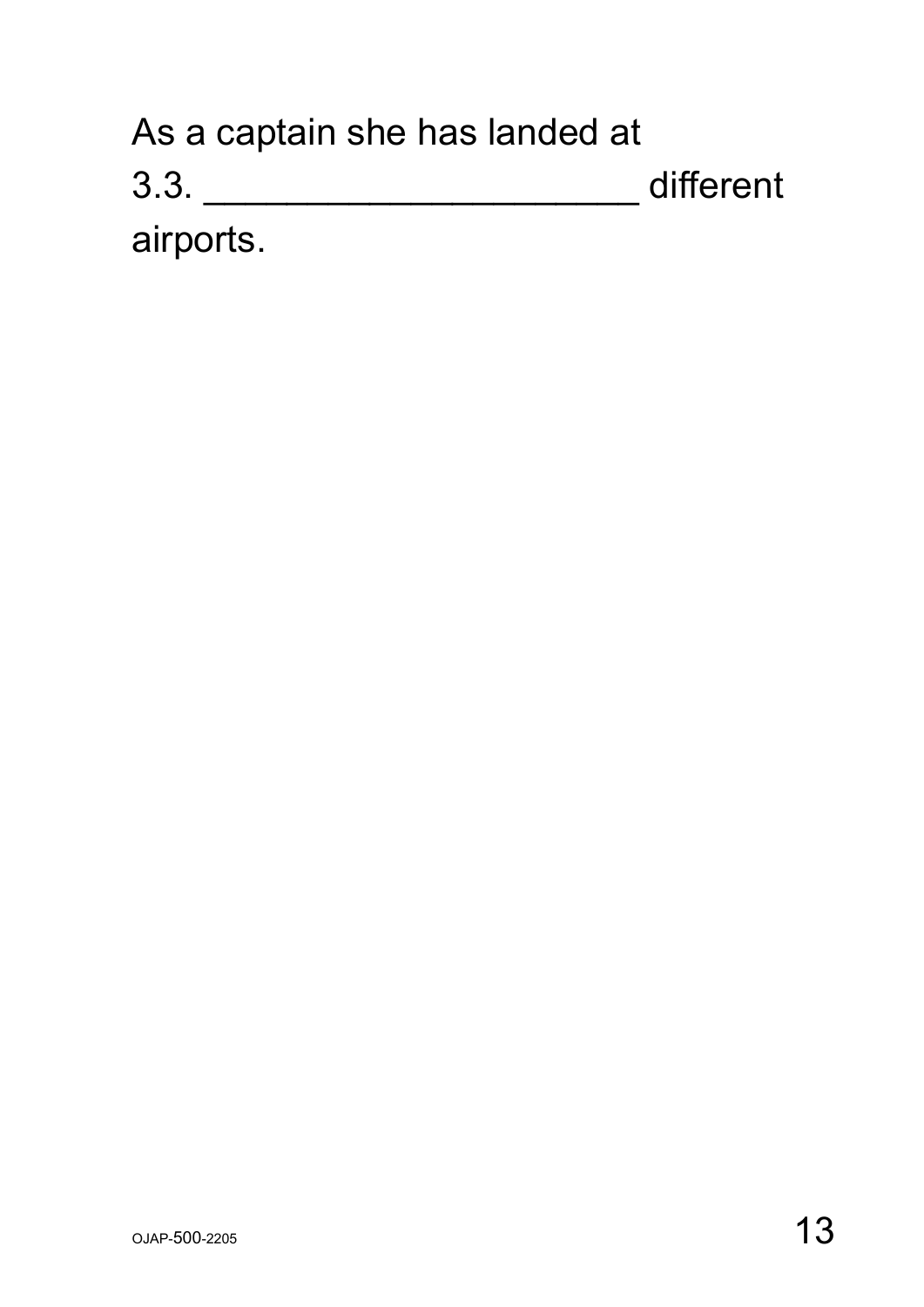As a captain she has landed at 3.3. ______________________ different airports.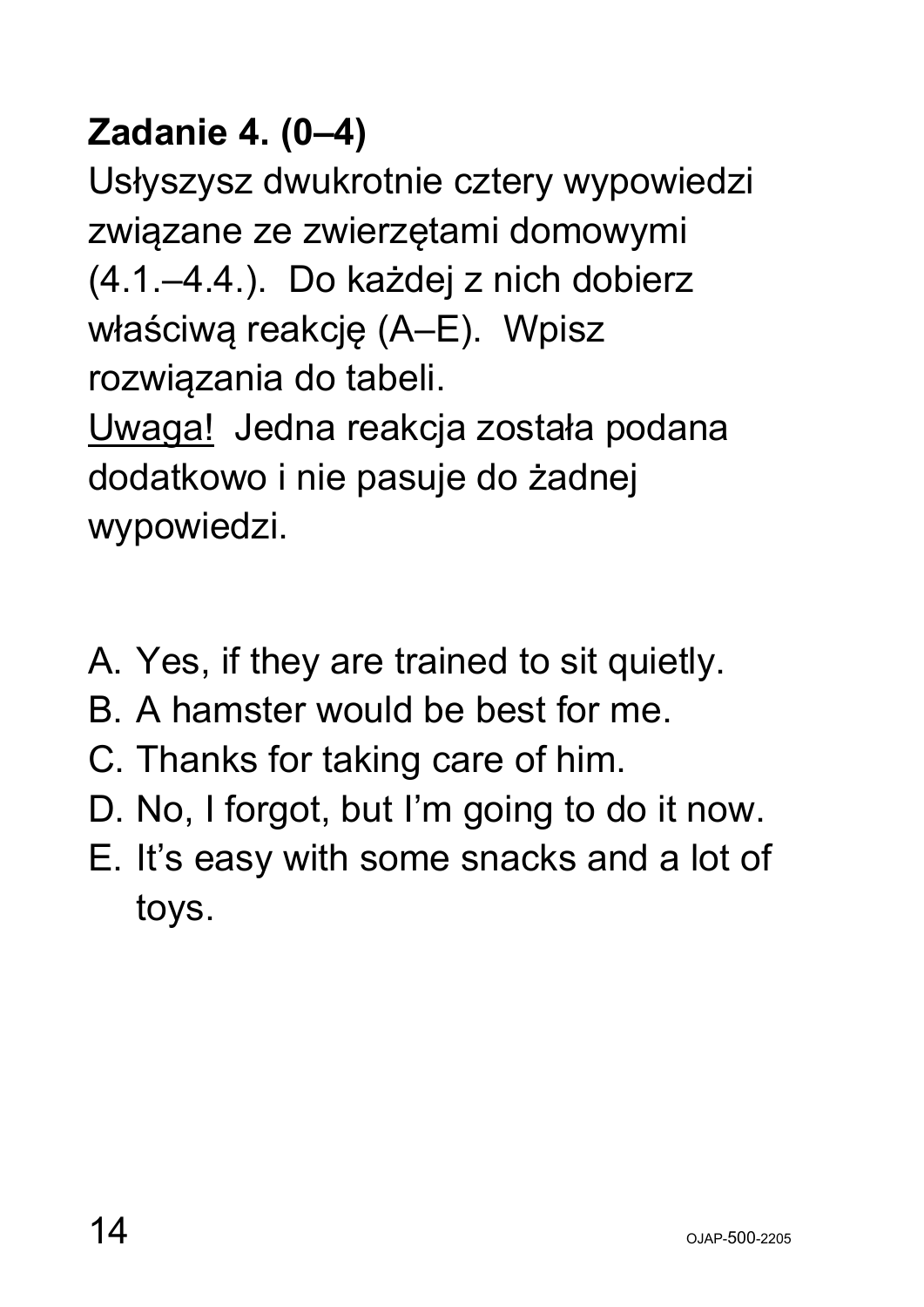**Zadanie 4. (0–4)**

Usłyszysz dwukrotnie cztery wypowiedzi związane ze zwierzętami domowymi (4.1.–4.4.). Do każdej z nich dobierz właściwą reakcję (A–E). Wpisz rozwiązania do tabeli.

Uwaga! Jedna reakcja została podana dodatkowo i nie pasuje do żadnej wypowiedzi.

A. Yes, if they are trained to sit quietly.
B. A hamster would be best for me.
C. Thanks for taking care of him.
D. No, I forgot, but I'm going to do it now.
E. It's easy with some snacks and a lot of toys.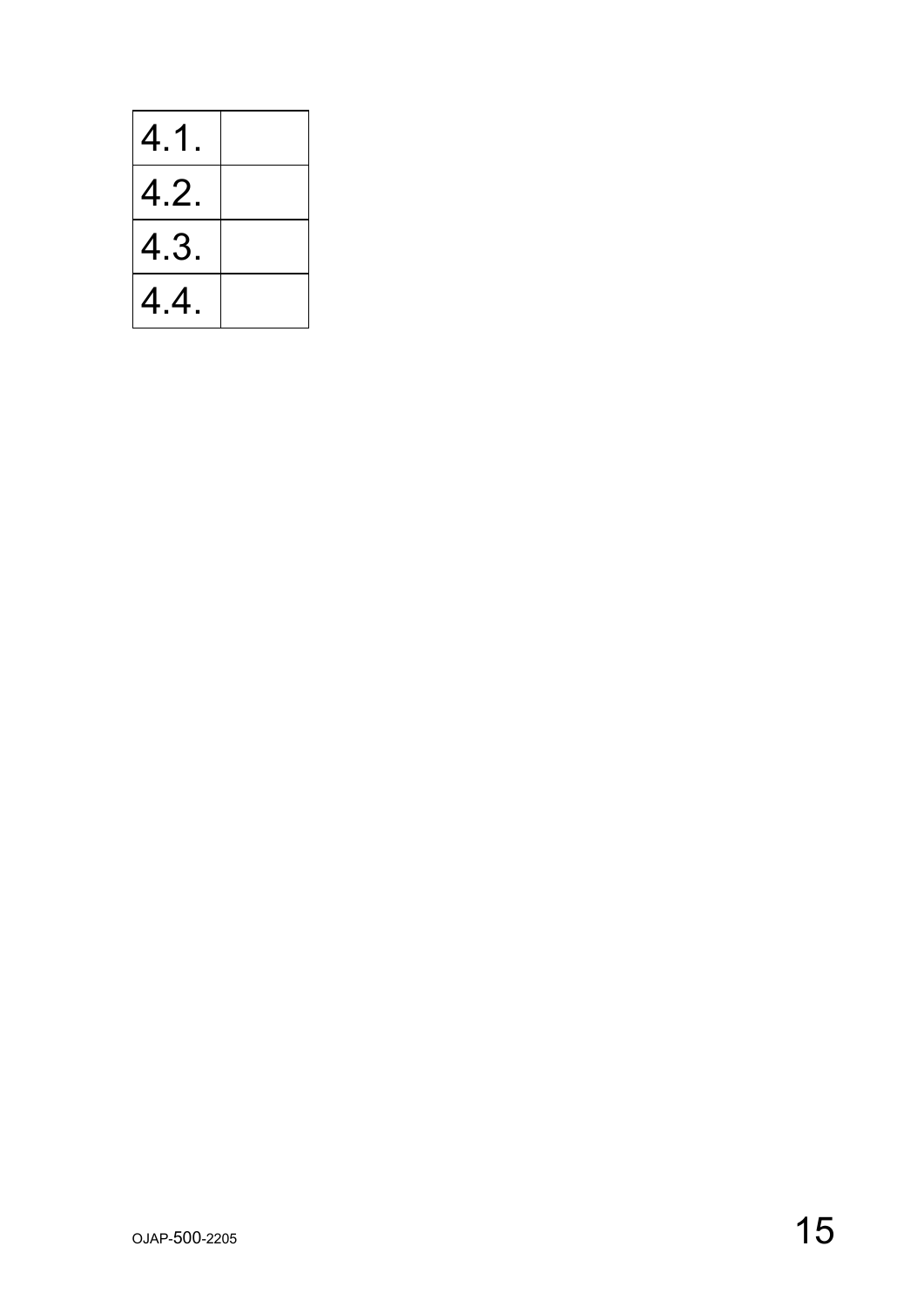| | |
|---|---|
| 4.1. | |
| 4.2. | |
| 4.3. | |
| 4.4. | |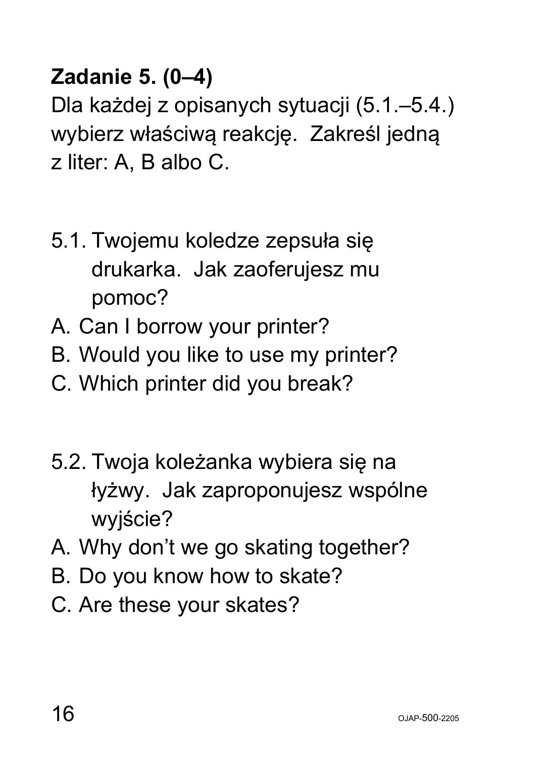**Zadanie 5. (0–4)**

Dla każdej z opisanych sytuacji (5.1.–5.4.) wybierz właściwą reakcję. Zakreśl jedną z liter: A, B albo C.

5.1. Twojemu koledze zepsuła się drukarka. Jak zaoferujesz mu pomoc?

A. Can I borrow your printer?
B. Would you like to use my printer?
C. Which printer did you break?

5.2. Twoja koleżanka wybiera się na łyżwy. Jak zaproponujesz wspólne wyjście?

A. Why don't we go skating together?
B. Do you know how to skate?
C. Are these your skates?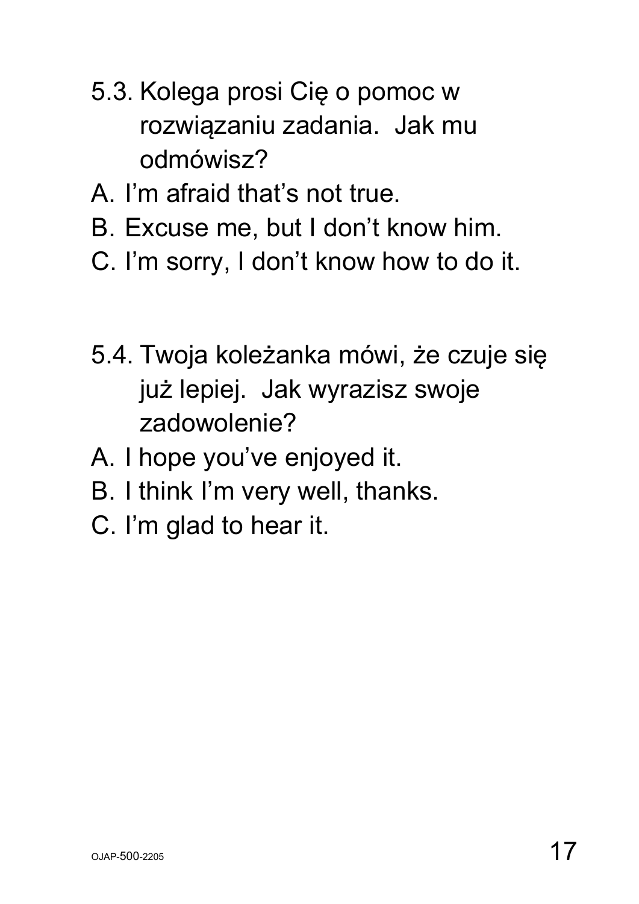5.3. Kolega prosi Cię o pomoc w rozwiązaniu zadania. Jak mu odmówisz?

A. I'm afraid that's not true.
B. Excuse me, but I don't know him.
C. I'm sorry, I don't know how to do it.

5.4. Twoja koleżanka mówi, że czuje się już lepiej. Jak wyrazisz swoje zadowolenie?

A. I hope you've enjoyed it.
B. I think I'm very well, thanks.
C. I'm glad to hear it.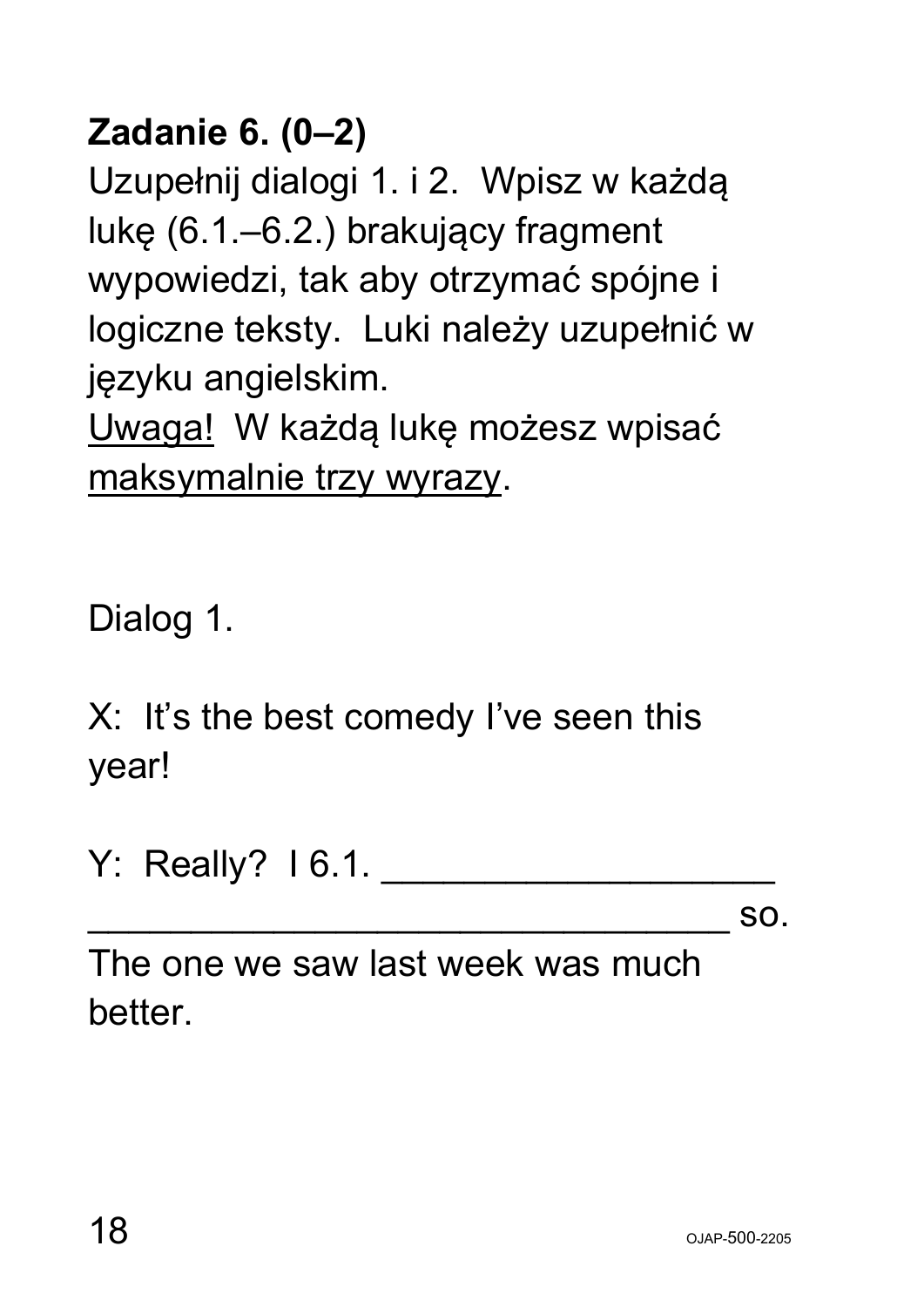**Zadanie 6. (0–2)**

Uzupełnij dialogi 1. i 2. Wpisz w każdą lukę (6.1.–6.2.) brakujący fragment wypowiedzi, tak aby otrzymać spójne i logiczne teksty. Luki należy uzupełnić w języku angielskim.

Uwaga! W każdą lukę możesz wpisać maksymalnie trzy wyrazy.

Dialog 1.

X: It's the best comedy I've seen this year!

Y: Really? I 6.1. ____________________ ________________________________ so. The one we saw last week was much better.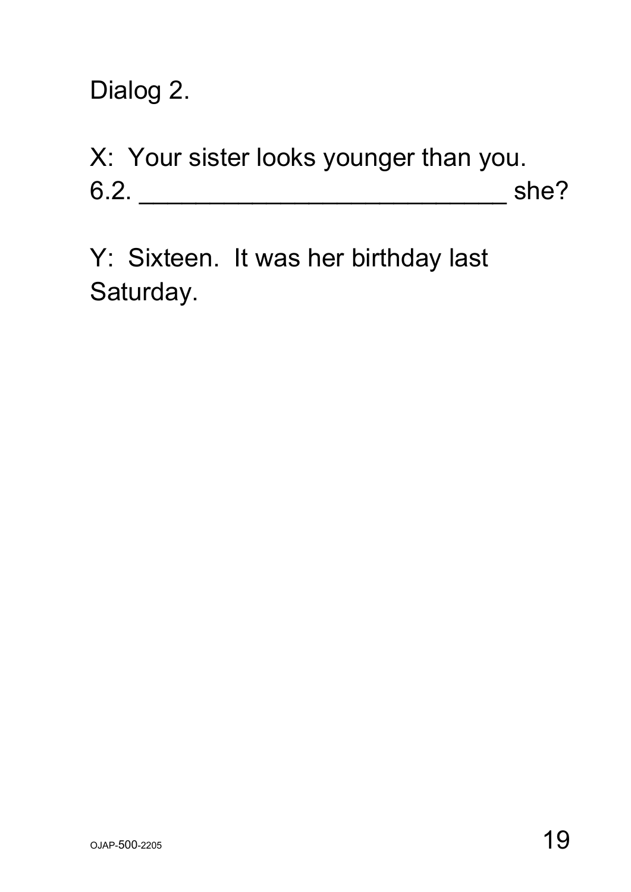Dialog 2.

X: Your sister looks younger than you.
6.2. ___________________________ she?

Y: Sixteen. It was her birthday last Saturday.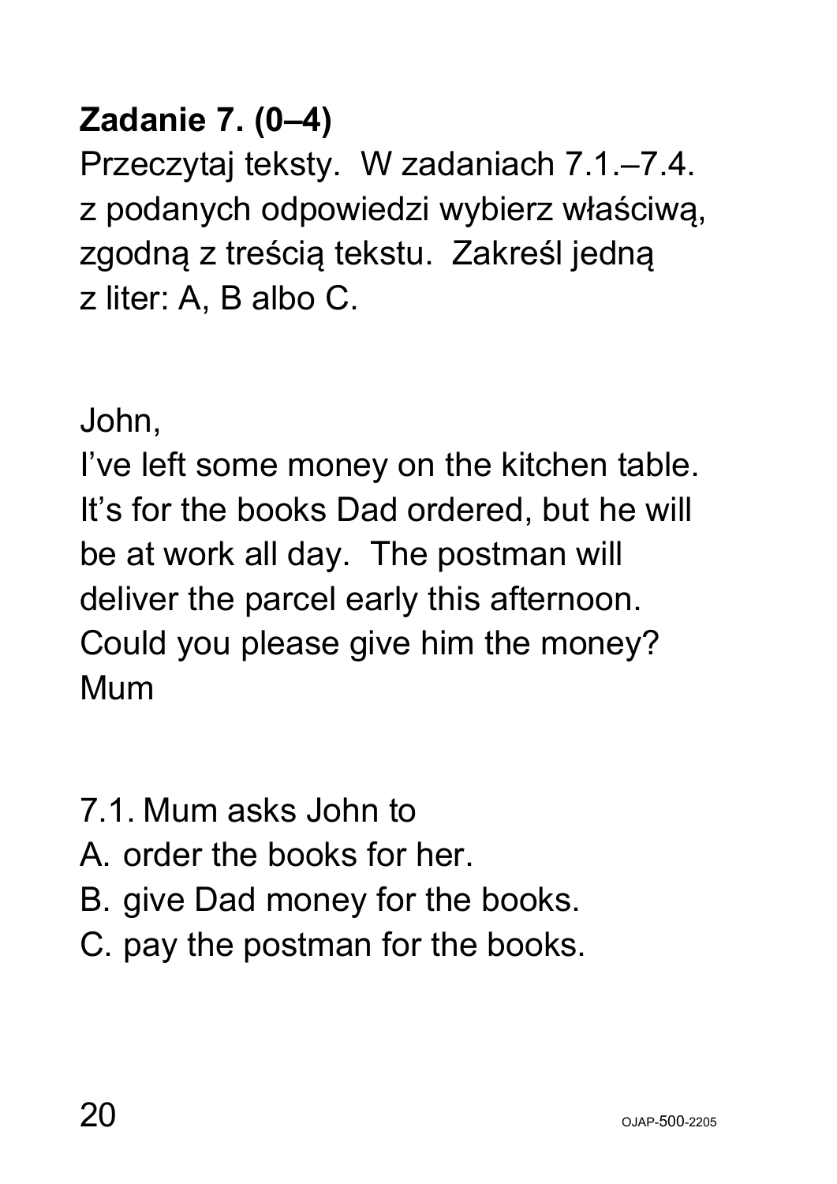**Zadanie 7. (0–4)**

Przeczytaj teksty. W zadaniach 7.1.–7.4. z podanych odpowiedzi wybierz właściwą, zgodną z treścią tekstu. Zakreśl jedną z liter: A, B albo C.

John,
I've left some money on the kitchen table. It's for the books Dad ordered, but he will be at work all day. The postman will deliver the parcel early this afternoon. Could you please give him the money?
Mum

7.1. Mum asks John to

A. order the books for her.
B. give Dad money for the books.
C. pay the postman for the books.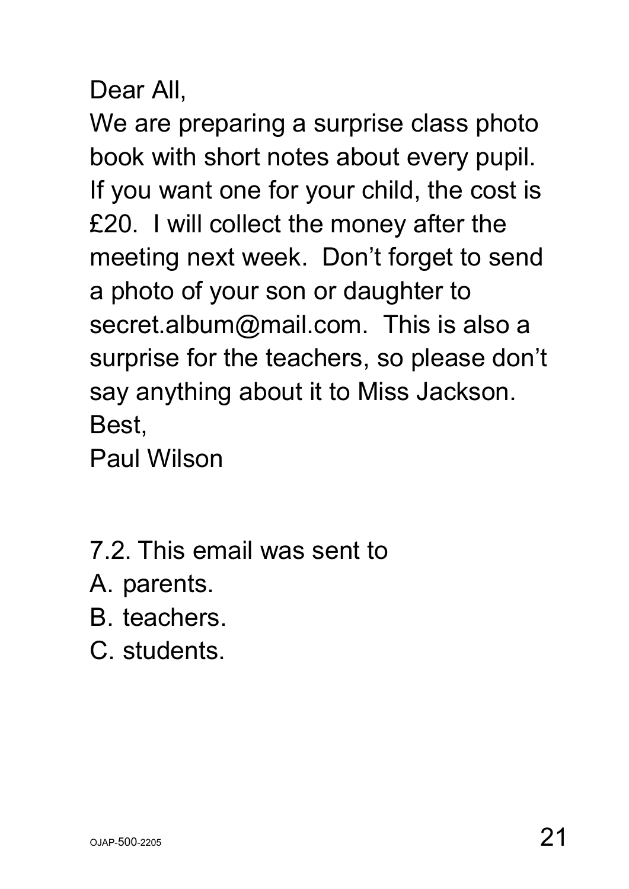Dear All,

We are preparing a surprise class photo book with short notes about every pupil. If you want one for your child, the cost is £20. I will collect the money after the meeting next week. Don't forget to send a photo of your son or daughter to secret.album@mail.com. This is also a surprise for the teachers, so please don't say anything about it to Miss Jackson.

Best,

Paul Wilson

7.2. This email was sent to

A. parents.

B. teachers.

C. students.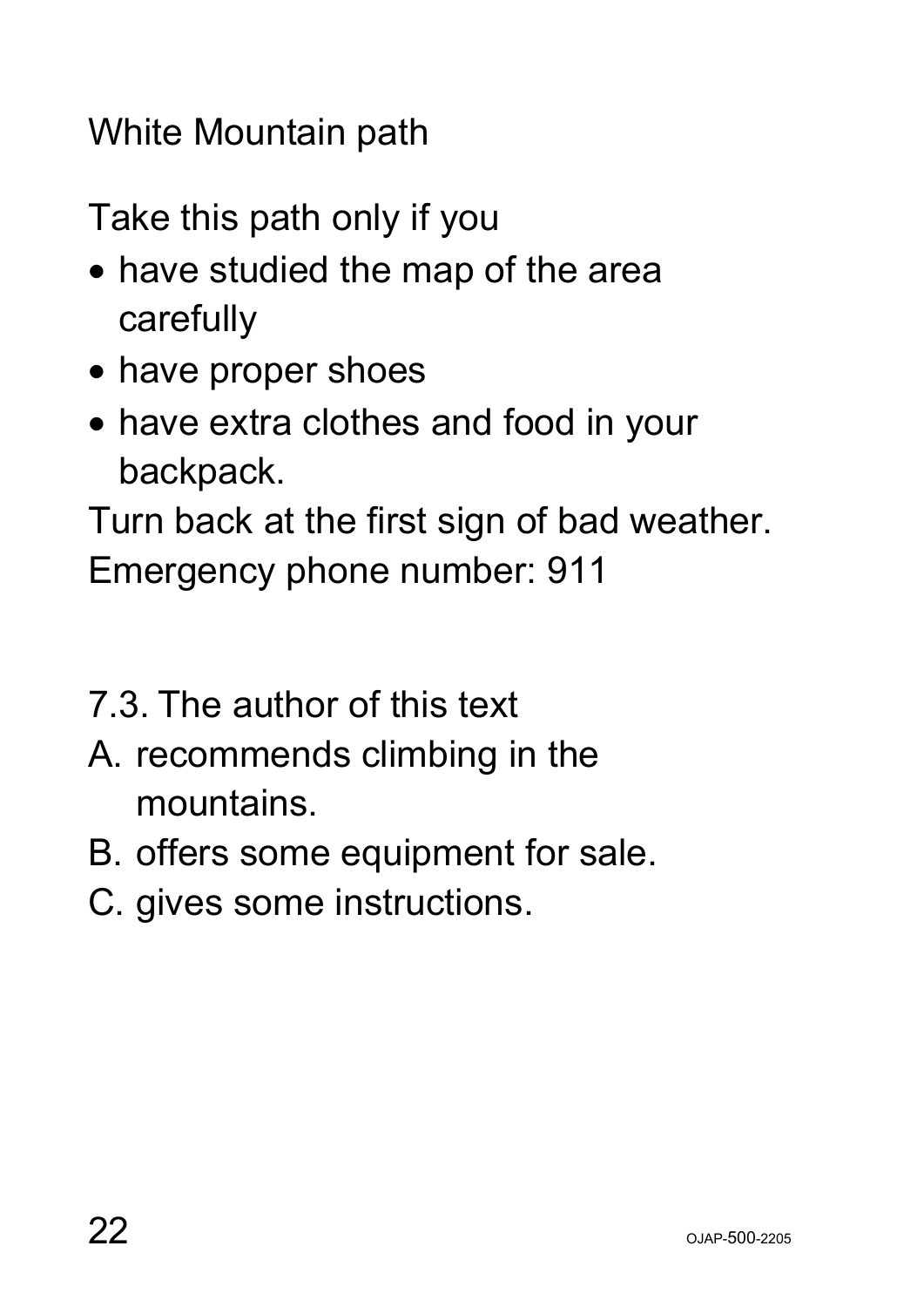White Mountain path

Take this path only if you

- have studied the map of the area carefully
- have proper shoes
- have extra clothes and food in your backpack.

Turn back at the first sign of bad weather.
Emergency phone number: 911

7.3. The author of this text

A. recommends climbing in the mountains.

B. offers some equipment for sale.

C. gives some instructions.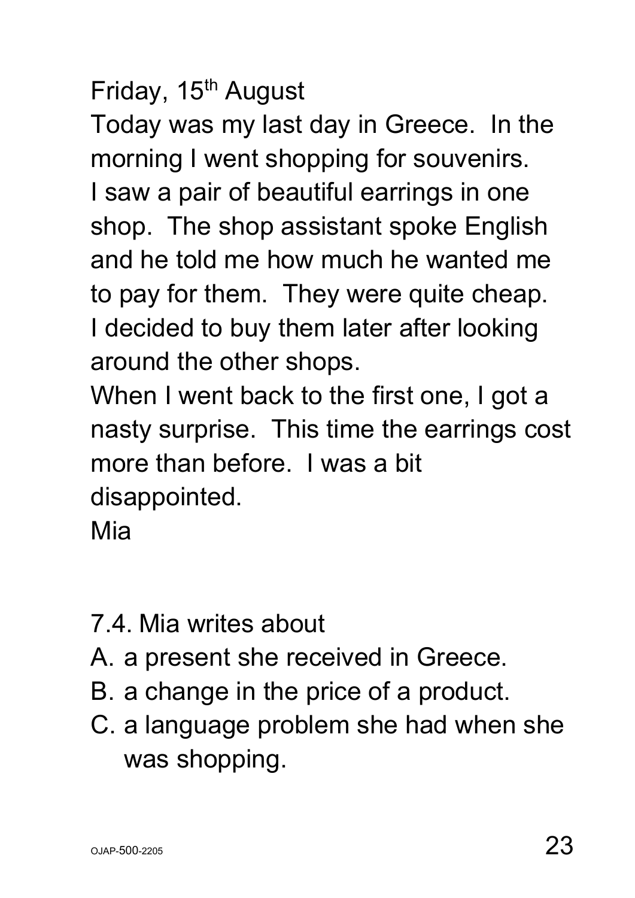Friday, 15th August

Today was my last day in Greece. In the morning I went shopping for souvenirs.
I saw a pair of beautiful earrings in one shop. The shop assistant spoke English and he told me how much he wanted me to pay for them. They were quite cheap.
I decided to buy them later after looking around the other shops.
When I went back to the first one, I got a nasty surprise. This time the earrings cost more than before. I was a bit disappointed.

Mia

7.4. Mia writes about

A. a present she received in Greece.
B. a change in the price of a product.
C. a language problem she had when she was shopping.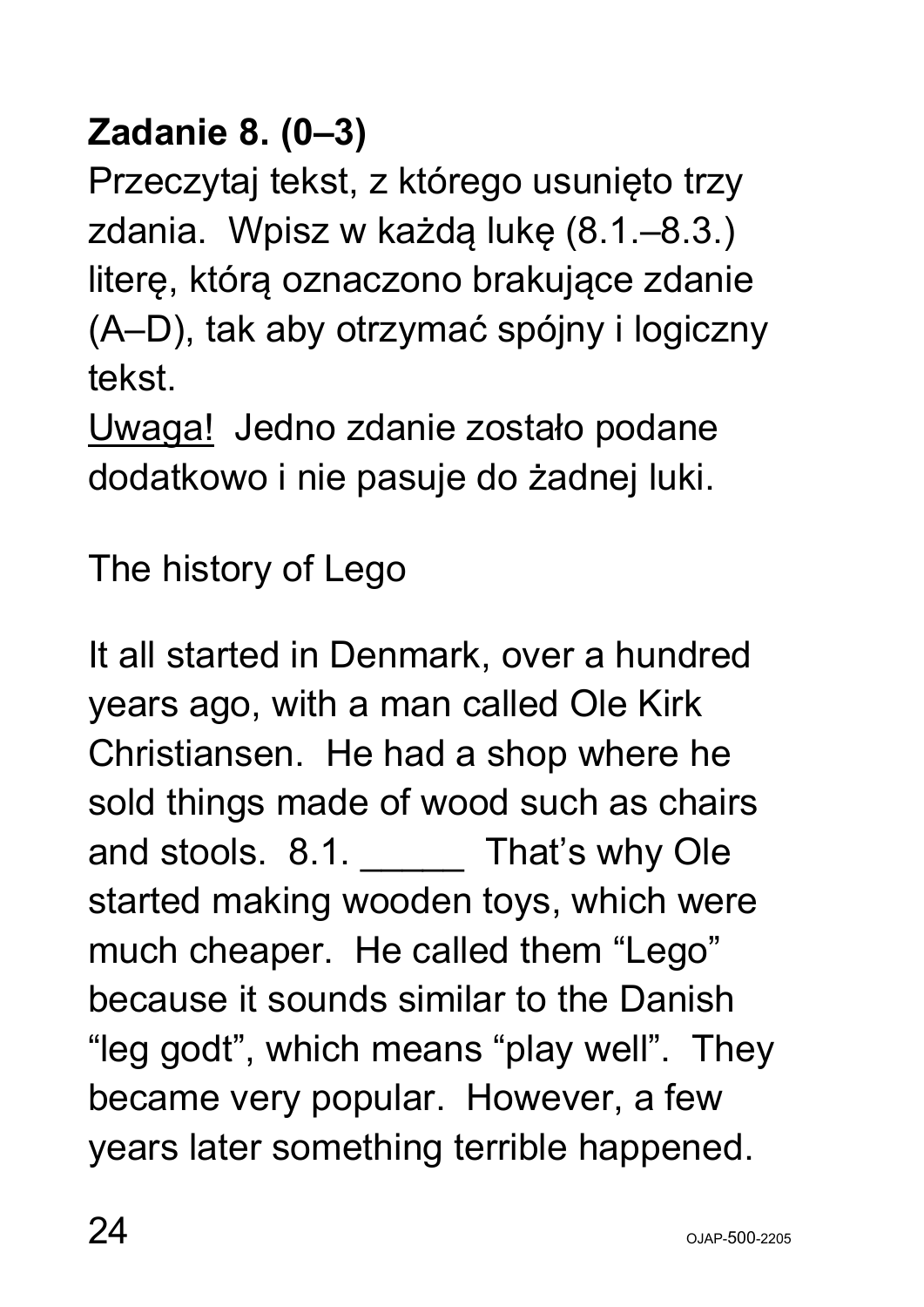**Zadanie 8. (0–3)**

Przeczytaj tekst, z którego usunięto trzy zdania. Wpisz w każdą lukę (8.1.–8.3.) literę, którą oznaczono brakujące zdanie (A–D), tak aby otrzymać spójny i logiczny tekst.

Uwaga! Jedno zdanie zostało podane dodatkowo i nie pasuje do żadnej luki.

The history of Lego

It all started in Denmark, over a hundred years ago, with a man called Ole Kirk Christiansen. He had a shop where he sold things made of wood such as chairs and stools. 8.1. _____ That's why Ole started making wooden toys, which were much cheaper. He called them "Lego" because it sounds similar to the Danish "leg godt", which means "play well". They became very popular. However, a few years later something terrible happened.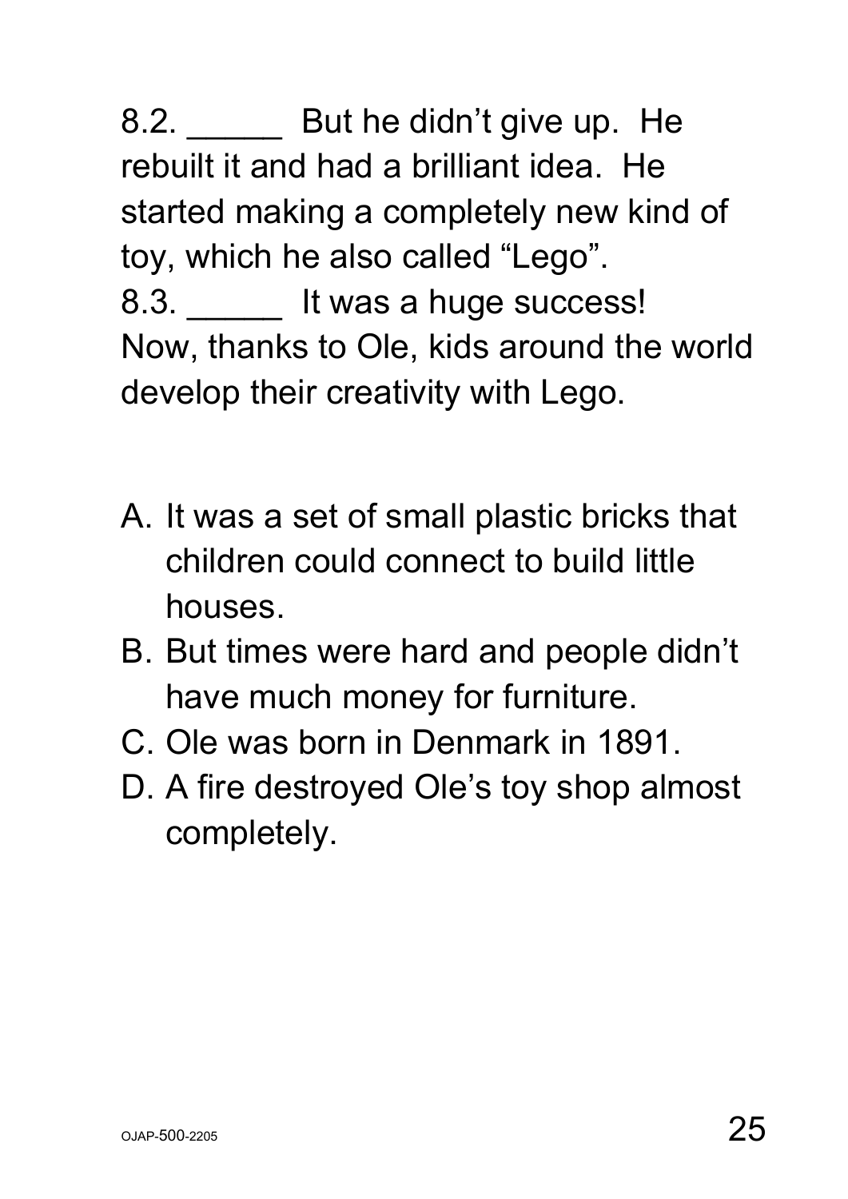8.2. _____ But he didn't give up. He rebuilt it and had a brilliant idea. He started making a completely new kind of toy, which he also called "Lego".

8.3. _____ It was a huge success! Now, thanks to Ole, kids around the world develop their creativity with Lego.

A. It was a set of small plastic bricks that children could connect to build little houses.
B. But times were hard and people didn't have much money for furniture.
C. Ole was born in Denmark in 1891.
D. A fire destroyed Ole's toy shop almost completely.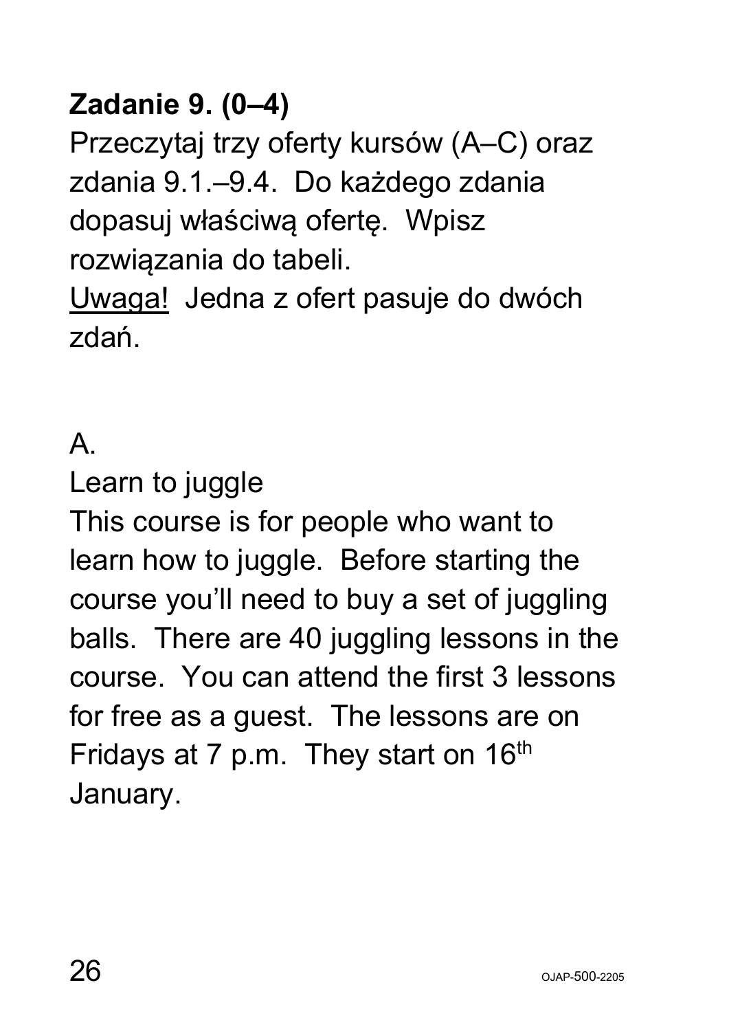**Zadanie 9. (0–4)**

Przeczytaj trzy oferty kursów (A–C) oraz zdania 9.1.–9.4. Do każdego zdania dopasuj właściwą ofertę. Wpisz rozwiązania do tabeli.

Uwaga! Jedna z ofert pasuje do dwóch zdań.

A.

Learn to juggle

This course is for people who want to learn how to juggle. Before starting the course you'll need to buy a set of juggling balls. There are 40 juggling lessons in the course. You can attend the first 3 lessons for free as a guest. The lessons are on Fridays at 7 p.m. They start on 16th January.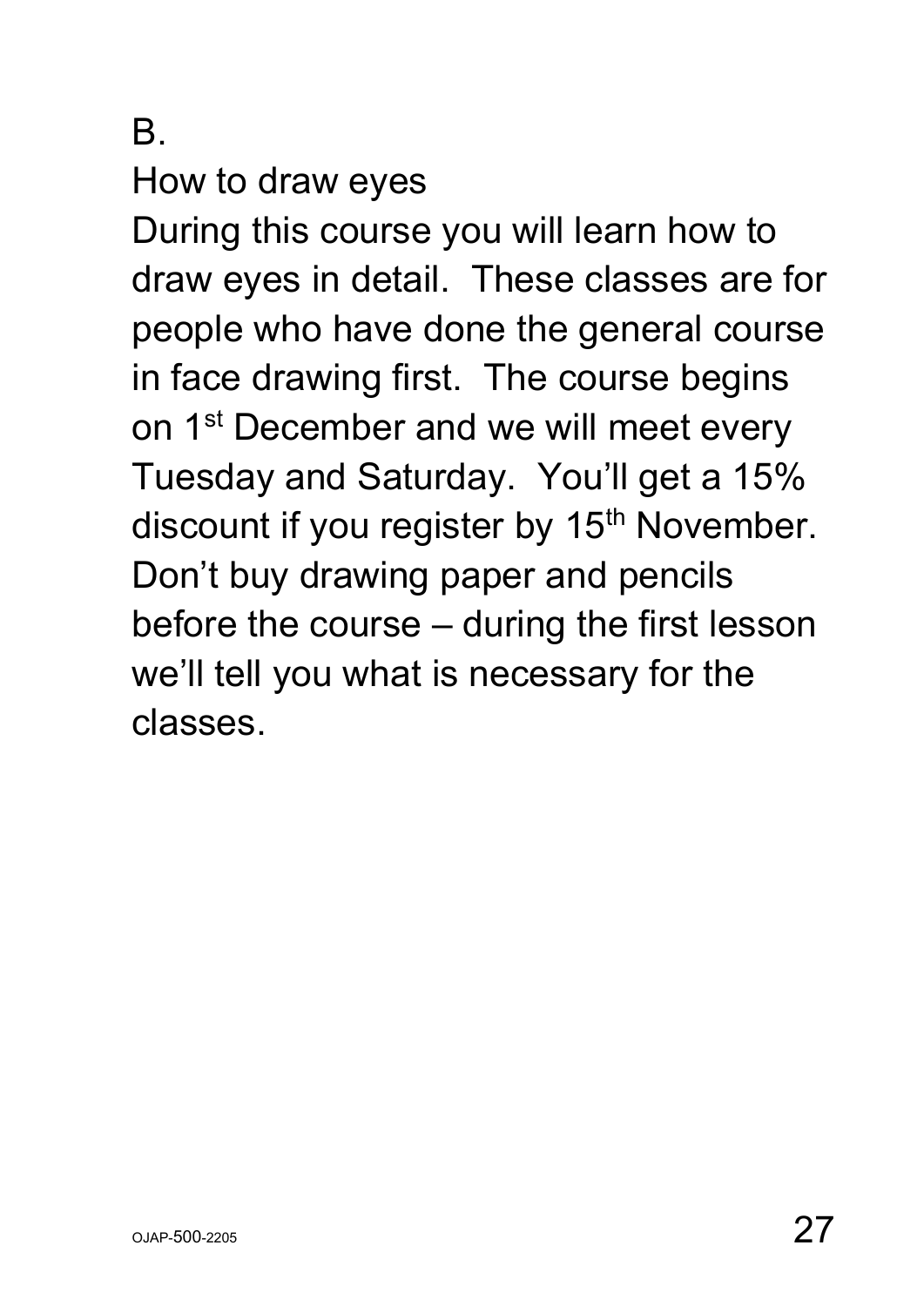B.

How to draw eyes

During this course you will learn how to draw eyes in detail. These classes are for people who have done the general course in face drawing first. The course begins on 1st December and we will meet every Tuesday and Saturday. You'll get a 15% discount if you register by 15th November. Don't buy drawing paper and pencils before the course – during the first lesson we'll tell you what is necessary for the classes.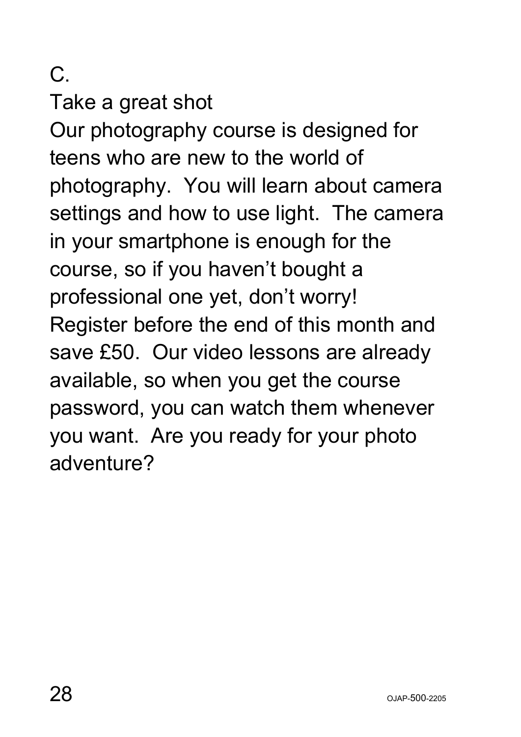C.

Take a great shot

Our photography course is designed for teens who are new to the world of photography. You will learn about camera settings and how to use light. The camera in your smartphone is enough for the course, so if you haven't bought a professional one yet, don't worry! Register before the end of this month and save £50. Our video lessons are already available, so when you get the course password, you can watch them whenever you want. Are you ready for your photo adventure?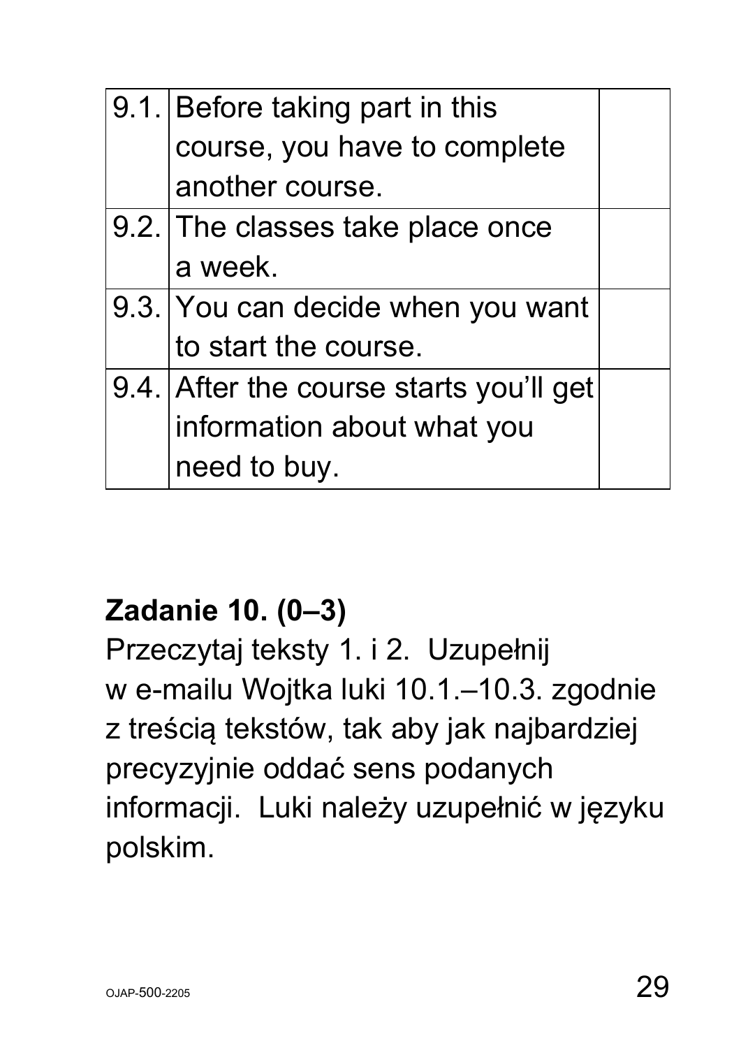| | | |
|---|---|---|
| 9.1. | Before taking part in this course, you have to complete another course. | |
| 9.2. | The classes take place once a week. | |
| 9.3. | You can decide when you want to start the course. | |
| 9.4. | After the course starts you'll get information about what you need to buy. | |

**Zadanie 10. (0–3)**

Przeczytaj teksty 1. i 2. Uzupełnij w e-mailu Wojtka luki 10.1.–10.3. zgodnie z treścią tekstów, tak aby jak najbardziej precyzyjnie oddać sens podanych informacji. Luki należy uzupełnić w języku polskim.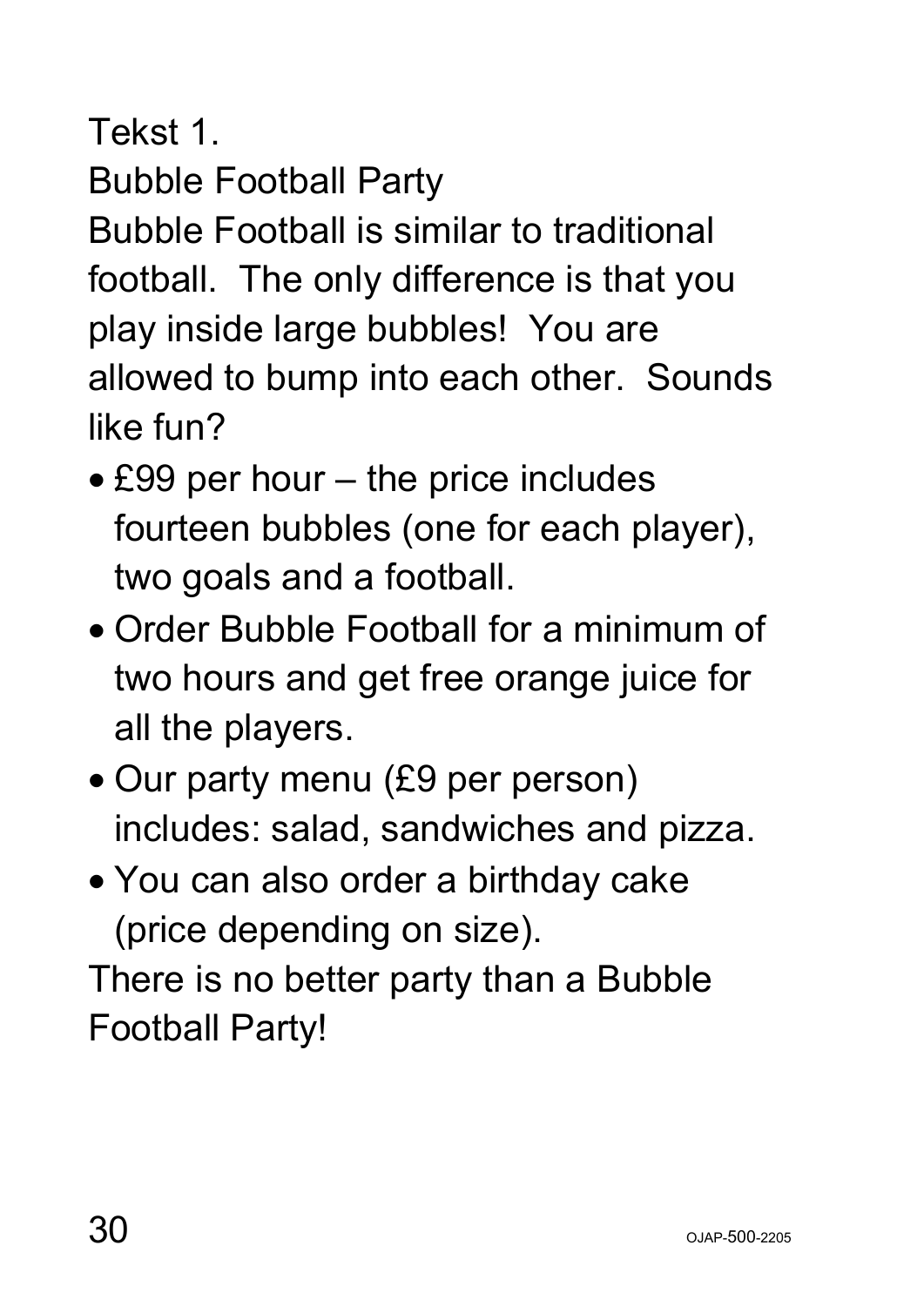Tekst 1.

Bubble Football Party

Bubble Football is similar to traditional football. The only difference is that you play inside large bubbles! You are allowed to bump into each other. Sounds like fun?

- £99 per hour – the price includes fourteen bubbles (one for each player), two goals and a football.
- Order Bubble Football for a minimum of two hours and get free orange juice for all the players.
- Our party menu (£9 per person) includes: salad, sandwiches and pizza.
- You can also order a birthday cake (price depending on size).

There is no better party than a Bubble Football Party!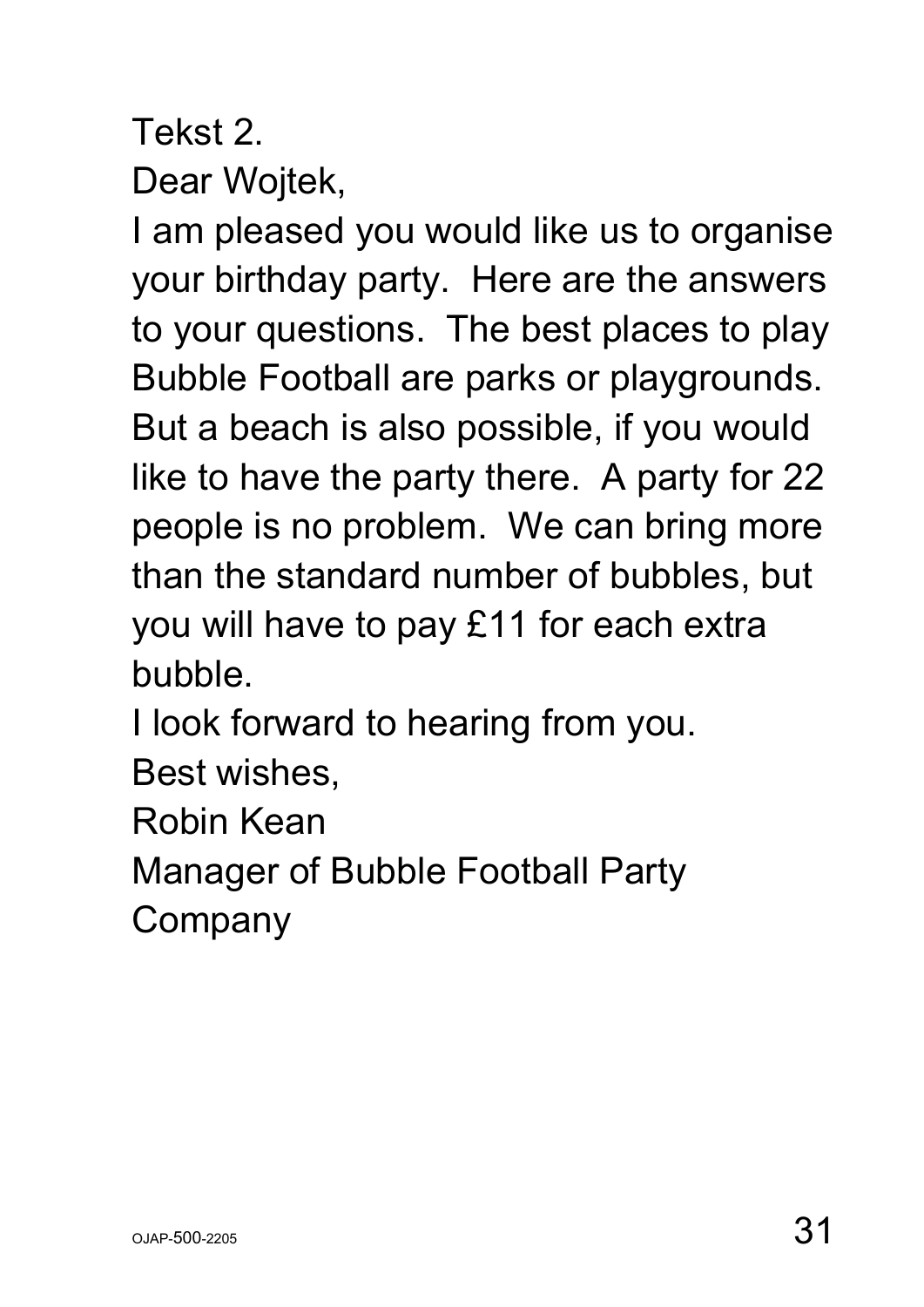Tekst 2.

Dear Wojtek,

I am pleased you would like us to organise your birthday party. Here are the answers to your questions. The best places to play Bubble Football are parks or playgrounds. But a beach is also possible, if you would like to have the party there. A party for 22 people is no problem. We can bring more than the standard number of bubbles, but you will have to pay £11 for each extra bubble.

I look forward to hearing from you.

Best wishes,

Robin Kean

Manager of Bubble Football Party Company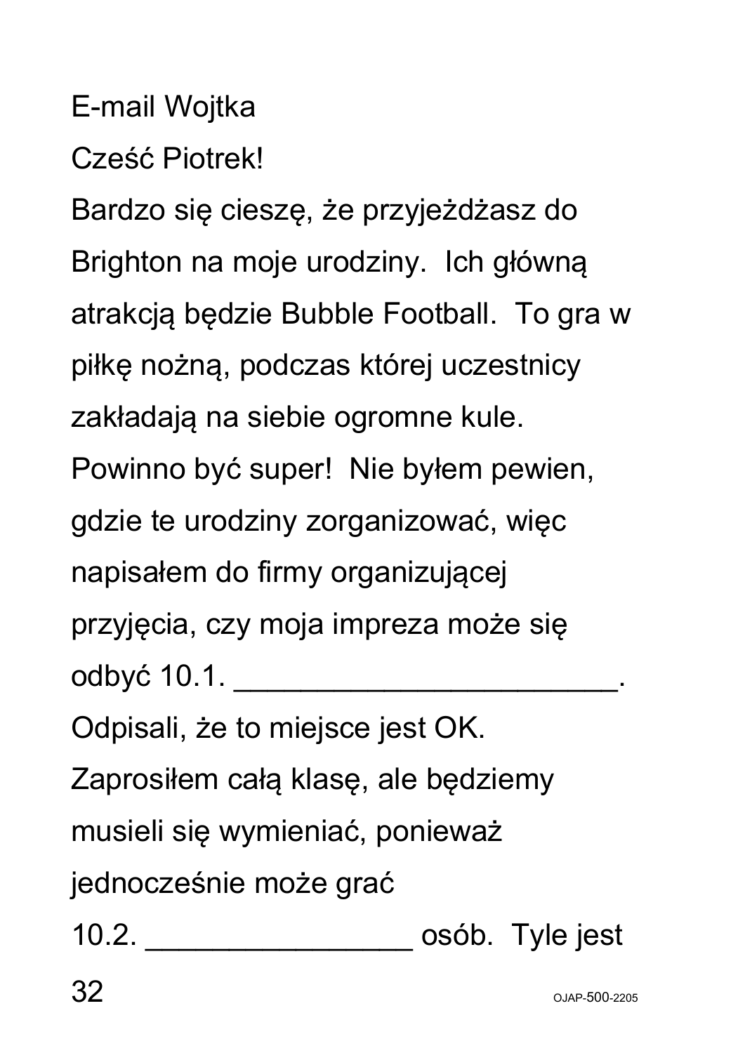E-mail Wojtka

Cześć Piotrek!

Bardzo się cieszę, że przyjeżdżasz do Brighton na moje urodziny. Ich główną atrakcją będzie Bubble Football. To gra w piłkę nożną, podczas której uczestnicy zakładają na siebie ogromne kule. Powinno być super! Nie byłem pewien, gdzie te urodziny zorganizować, więc napisałem do firmy organizującej przyjęcia, czy moja impreza może się odbyć 10.1. ________________________. Odpisali, że to miejsce jest OK. Zaprosiłem całą klasę, ale będziemy musieli się wymieniać, ponieważ jednocześnie może grać 10.2. ________________ osób. Tyle jest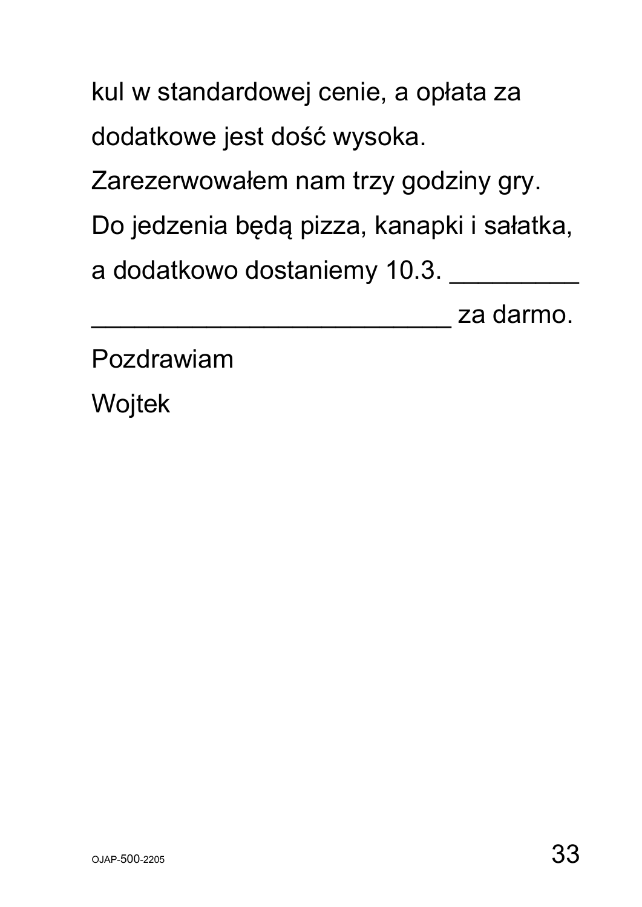kul w standardowej cenie, a opłata za dodatkowe jest dość wysoka.

Zarezerwowałem nam trzy godziny gry.

Do jedzenia będą pizza, kanapki i sałatka, a dodatkowo dostaniemy 10.3. _________ __________________________ za darmo.

Pozdrawiam

Wojtek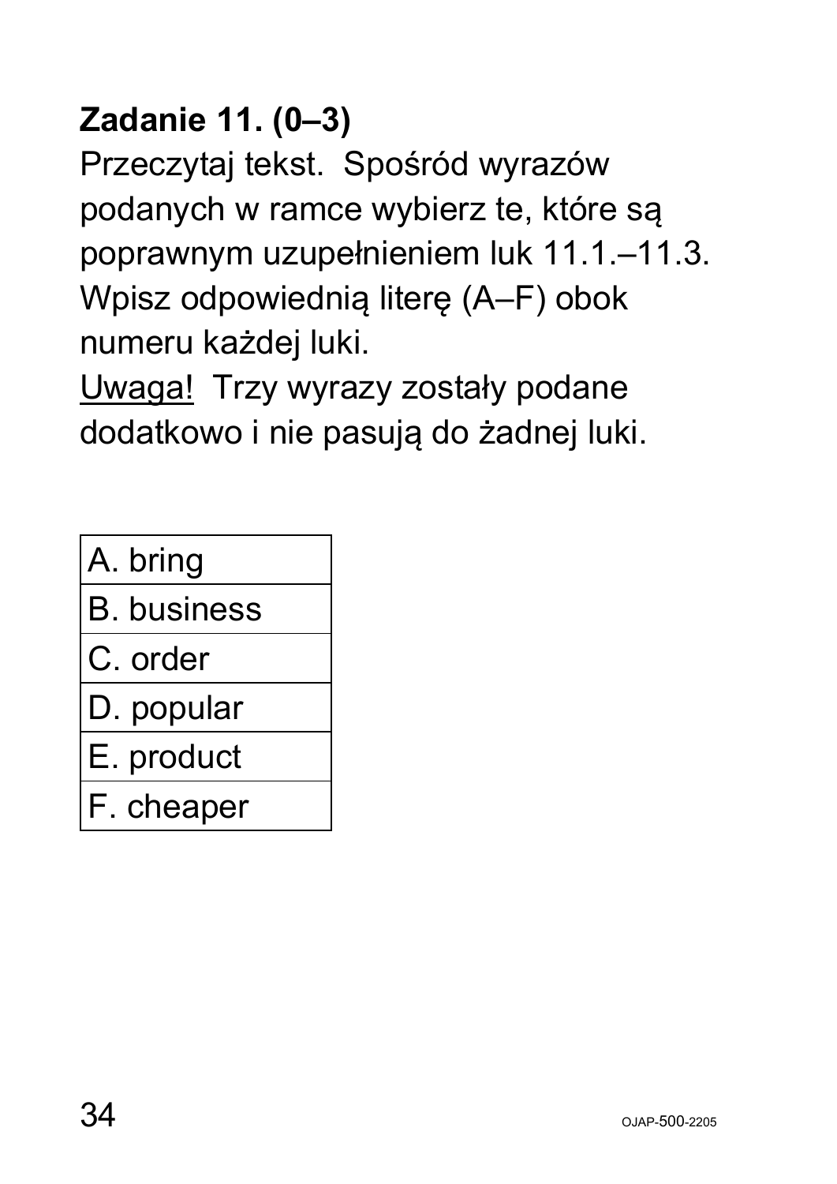**Zadanie 11. (0–3)**

Przeczytaj tekst. Spośród wyrazów podanych w ramce wybierz te, które są poprawnym uzupełnieniem luk 11.1.–11.3. Wpisz odpowiednią literę (A–F) obok numeru każdej luki.

<u>Uwaga!</u> Trzy wyrazy zostały podane dodatkowo i nie pasują do żadnej luki.

| A. bring |
|---|
| B. business |
| C. order |
| D. popular |
| E. product |
| F. cheaper |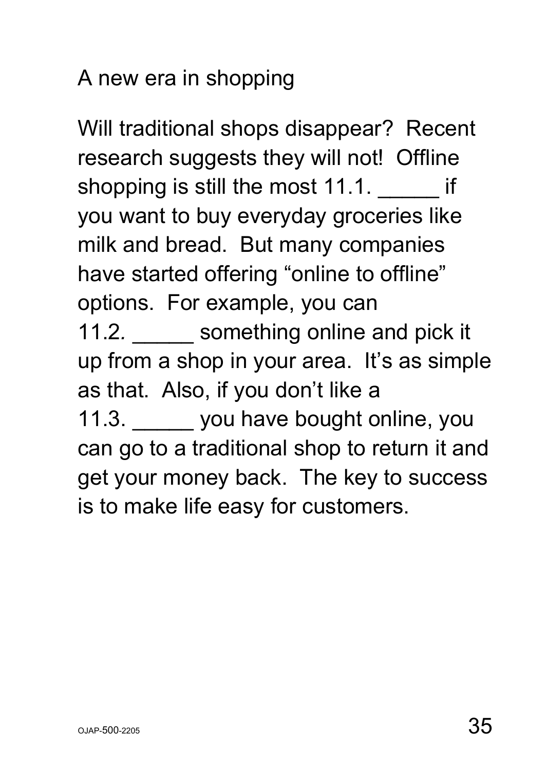A new era in shopping

Will traditional shops disappear? Recent research suggests they will not! Offline shopping is still the most 11.1. _____ if you want to buy everyday groceries like milk and bread. But many companies have started offering “online to offline” options. For example, you can 11.2. _____ something online and pick it up from a shop in your area. It’s as simple as that. Also, if you don’t like a 11.3. _____ you have bought online, you can go to a traditional shop to return it and get your money back. The key to success is to make life easy for customers.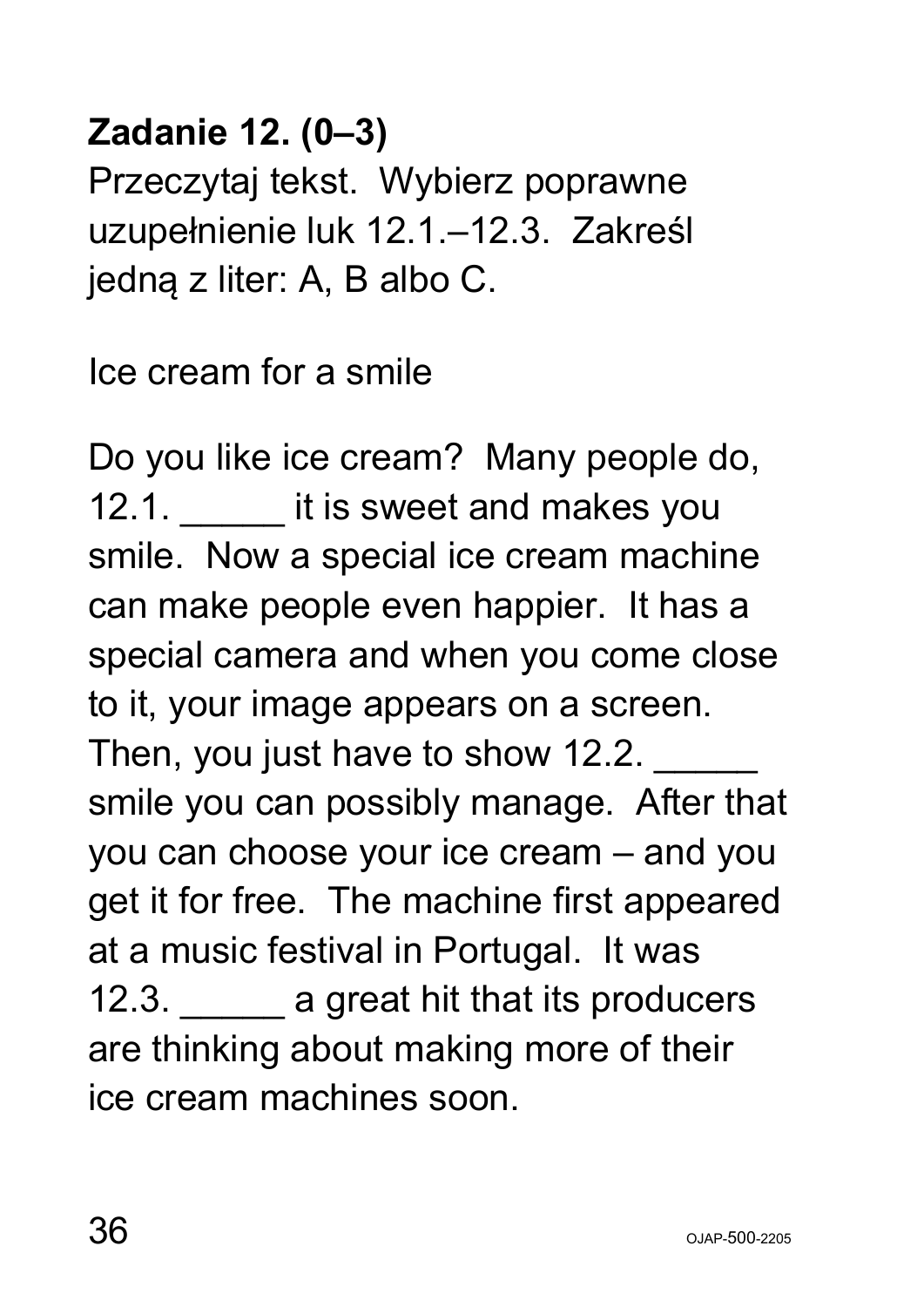**Zadanie 12. (0–3)**

Przeczytaj tekst. Wybierz poprawne uzupełnienie luk 12.1.–12.3. Zakreśl jedną z liter: A, B albo C.

Ice cream for a smile

Do you like ice cream? Many people do, 12.1. _____ it is sweet and makes you smile. Now a special ice cream machine can make people even happier. It has a special camera and when you come close to it, your image appears on a screen. Then, you just have to show 12.2. _____ smile you can possibly manage. After that you can choose your ice cream – and you get it for free. The machine first appeared at a music festival in Portugal. It was 12.3. _____ a great hit that its producers are thinking about making more of their ice cream machines soon.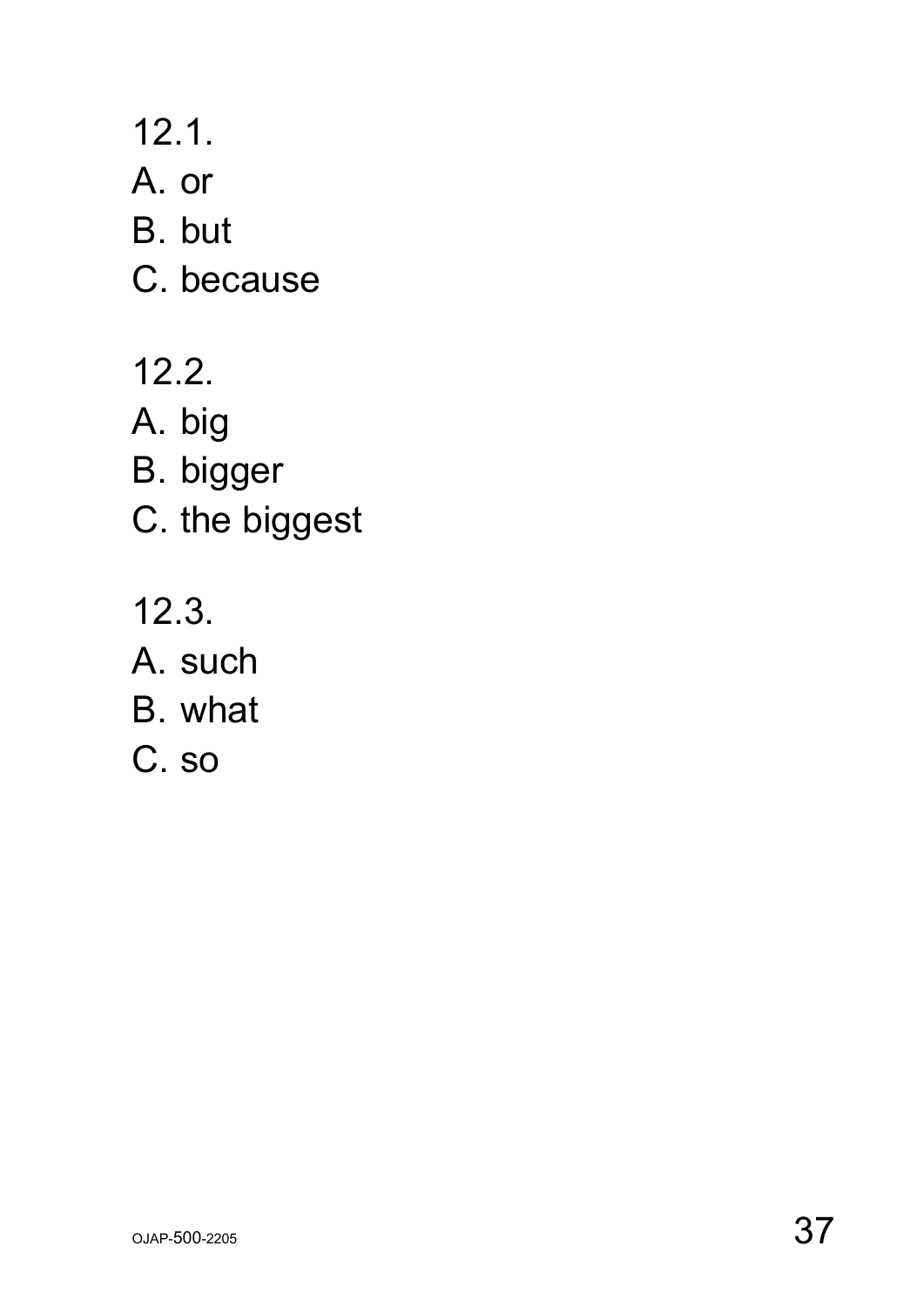12.1.

A. or

B. but

C. because

12.2.

A. big

B. bigger

C. the biggest

12.3.

A. such

B. what

C. so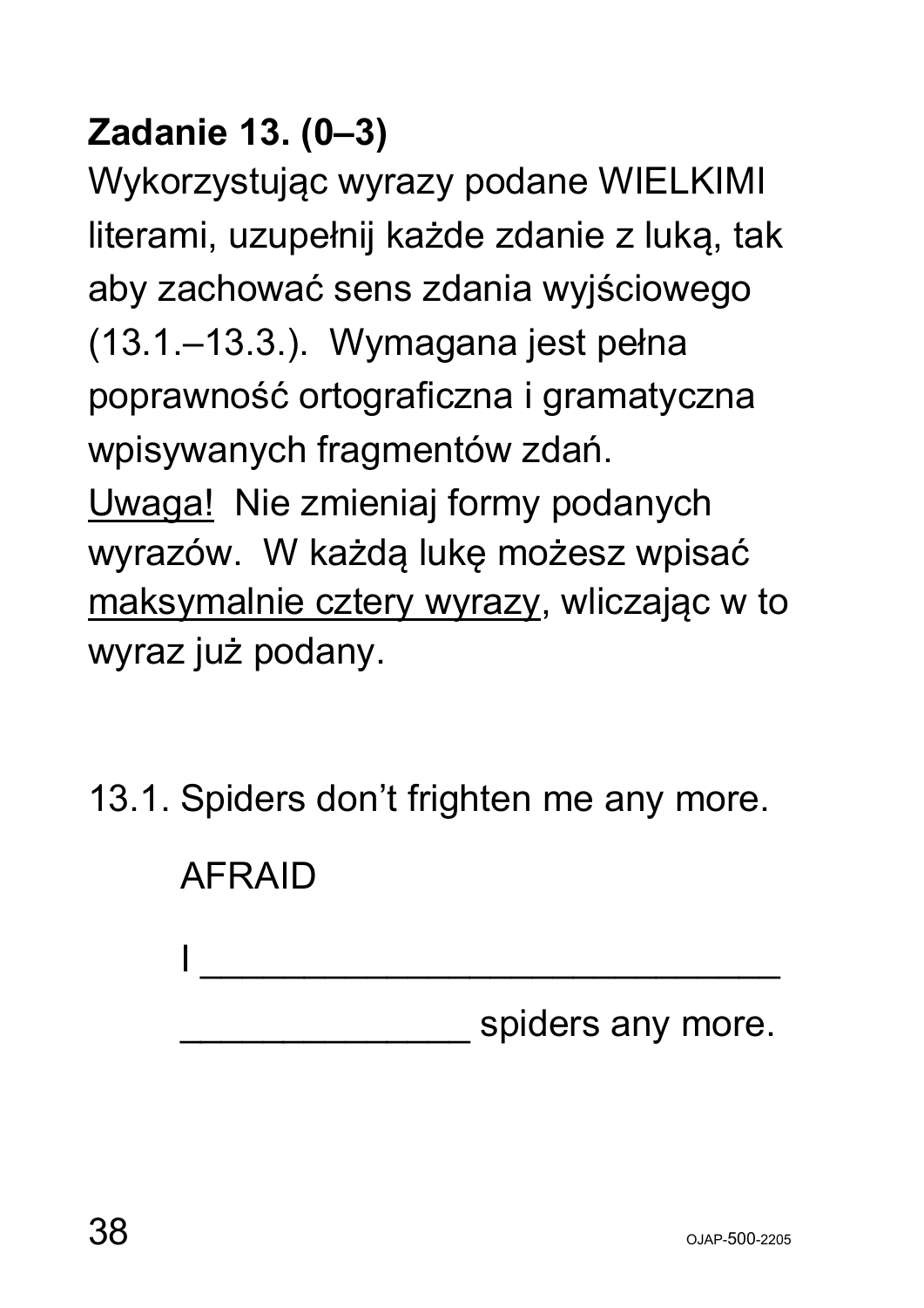**Zadanie 13. (0–3)**

Wykorzystując wyrazy podane WIELKIMI literami, uzupełnij każde zdanie z luką, tak aby zachować sens zdania wyjściowego (13.1.–13.3.). Wymagana jest pełna poprawność ortograficzna i gramatyczna wpisywanych fragmentów zdań.

Uwaga! Nie zmieniaj formy podanych wyrazów. W każdą lukę możesz wpisać maksymalnie cztery wyrazy, wliczając w to wyraz już podany.

13.1. Spiders don't frighten me any more.

AFRAID

I ______________________________

______________ spiders any more.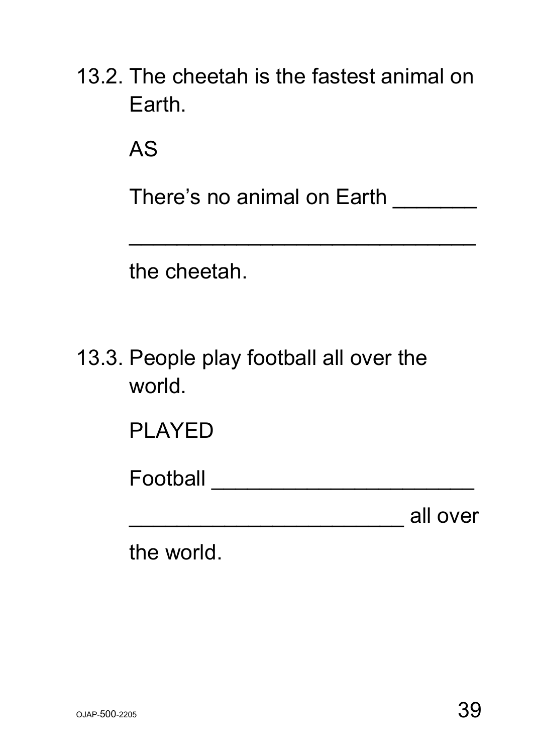13.2. The cheetah is the fastest animal on Earth.

AS

There's no animal on Earth _______

______________________________

the cheetah.

13.3. People play football all over the world.

PLAYED

Football _______________________

________________________ all over

the world.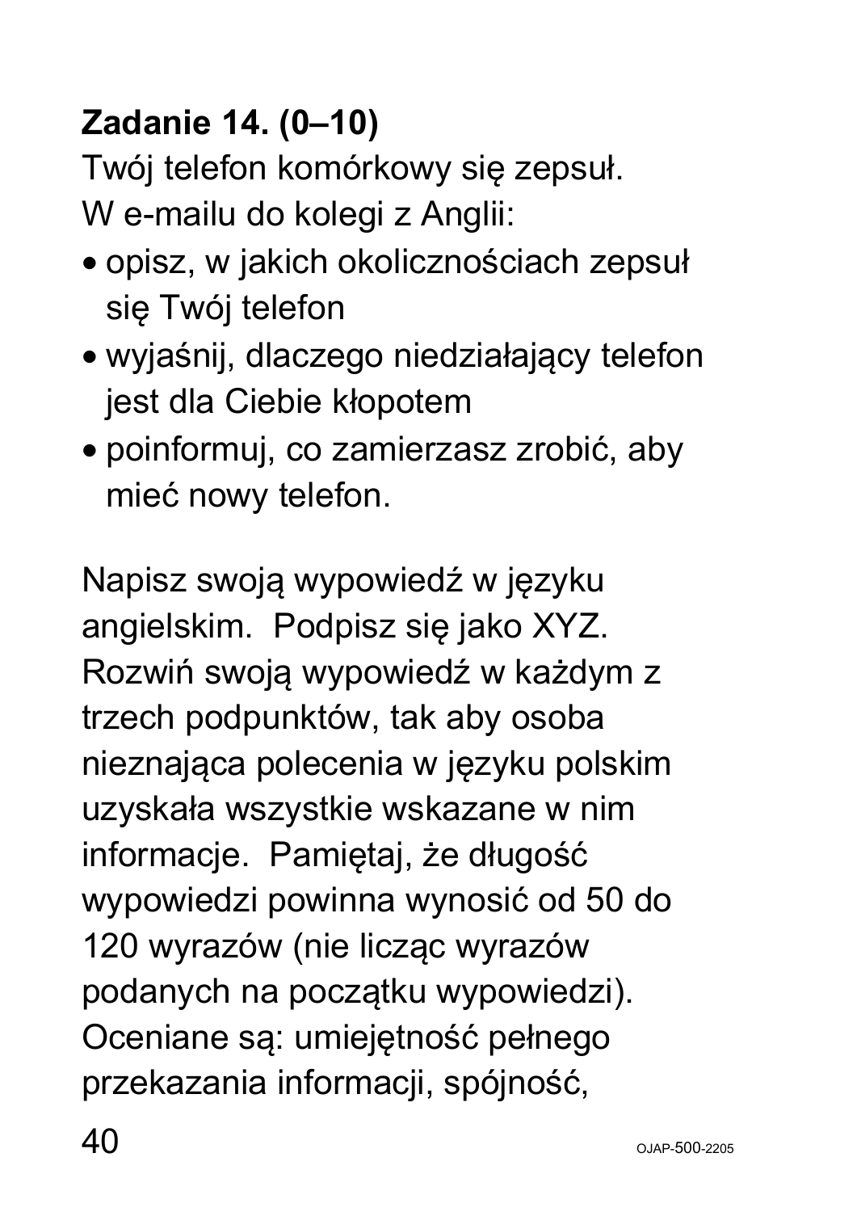**Zadanie 14. (0–10)**

Twój telefon komórkowy się zepsuł.
W e-mailu do kolegi z Anglii:

- opisz, w jakich okolicznościach zepsuł się Twój telefon
- wyjaśnij, dlaczego niedziałający telefon jest dla Ciebie kłopotem
- poinformuj, co zamierzasz zrobić, aby mieć nowy telefon.

Napisz swoją wypowiedź w języku angielskim. Podpisz się jako XYZ. Rozwiń swoją wypowiedź w każdym z trzech podpunktów, tak aby osoba nieznająca polecenia w języku polskim uzyskała wszystkie wskazane w nim informacje. Pamiętaj, że długość wypowiedzi powinna wynosić od 50 do 120 wyrazów (nie licząc wyrazów podanych na początku wypowiedzi). Oceniane są: umiejętność pełnego przekazania informacji, spójność,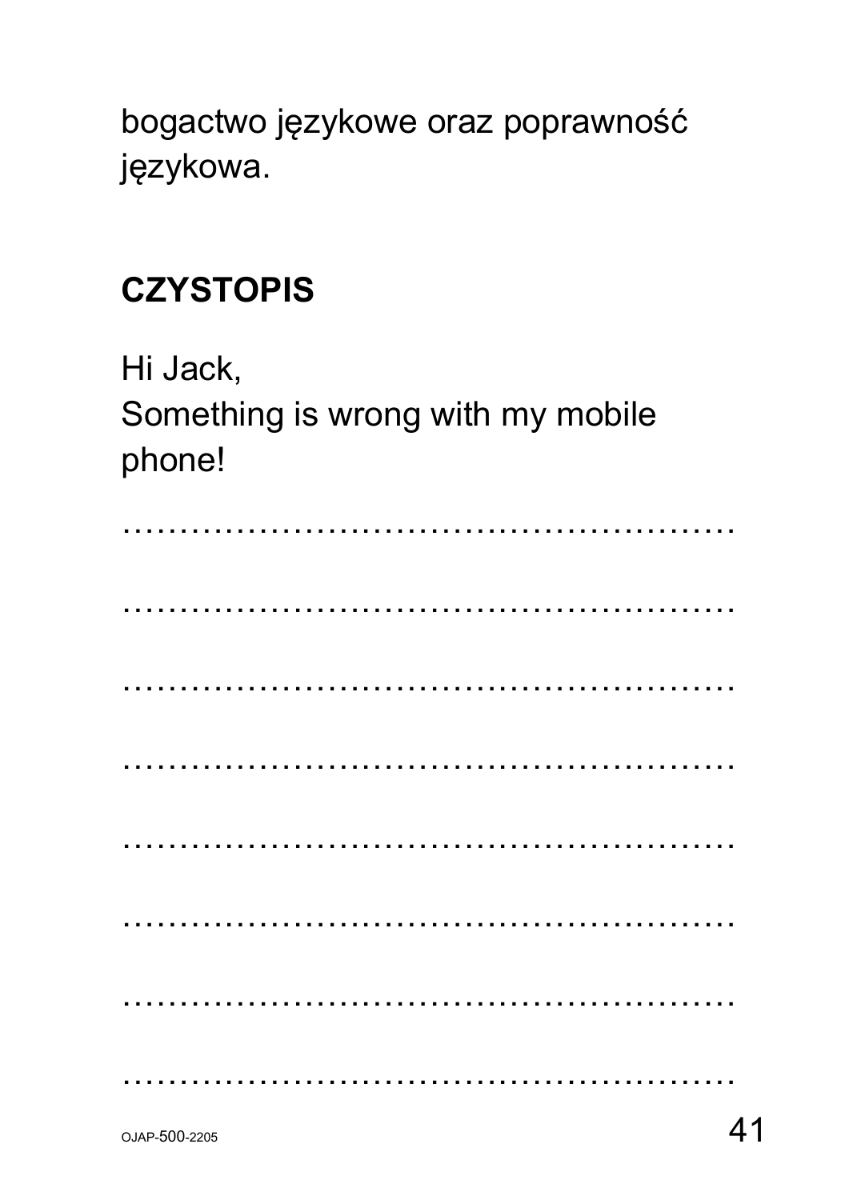bogactwo językowe oraz poprawność językowa.

**CZYSTOPIS**

Hi Jack,
Something is wrong with my mobile phone!

………………………………………………

………………………………………………

………………………………………………

………………………………………………

………………………………………………

………………………………………………

………………………………………………

………………………………………………

OJAP-500-2205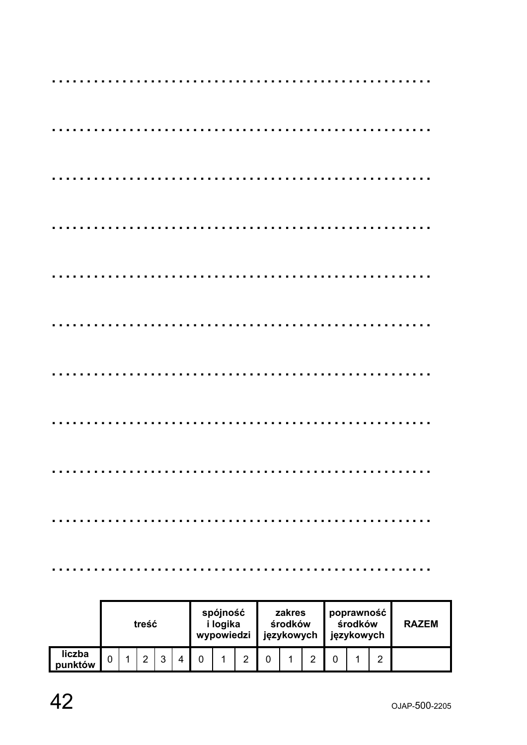. . . . . . . . . . . . . . . . . . . . . . . . . . . . . . . . . . . . . . . . . . . . . . . . . . .

. . . . . . . . . . . . . . . . . . . . . . . . . . . . . . . . . . . . . . . . . . . . . . . . . . .

. . . . . . . . . . . . . . . . . . . . . . . . . . . . . . . . . . . . . . . . . . . . . . . . . . .

. . . . . . . . . . . . . . . . . . . . . . . . . . . . . . . . . . . . . . . . . . . . . . . . . . .

. . . . . . . . . . . . . . . . . . . . . . . . . . . . . . . . . . . . . . . . . . . . . . . . . . .

. . . . . . . . . . . . . . . . . . . . . . . . . . . . . . . . . . . . . . . . . . . . . . . . . . .

. . . . . . . . . . . . . . . . . . . . . . . . . . . . . . . . . . . . . . . . . . . . . . . . . . .

. . . . . . . . . . . . . . . . . . . . . . . . . . . . . . . . . . . . . . . . . . . . . . . . . . .

. . . . . . . . . . . . . . . . . . . . . . . . . . . . . . . . . . . . . . . . . . . . . . . . . . .

. . . . . . . . . . . . . . . . . . . . . . . . . . . . . . . . . . . . . . . . . . . . . . . . . . .

. . . . . . . . . . . . . . . . . . . . . . . . . . . . . . . . . . . . . . . . . . . . . . . . . . .

| | treść | | | | | spójność i logika wypowiedzi | | | zakres środków językowych | | | poprawność środków językowych | | | RAZEM |
|---|---|---|---|---|---|---|---|---|---|---|---|---|---|---|---|
| liczba punktów | 0 | 1 | 2 | 3 | 4 | 0 | 1 | 2 | 0 | 1 | 2 | 0 | 1 | 2 | |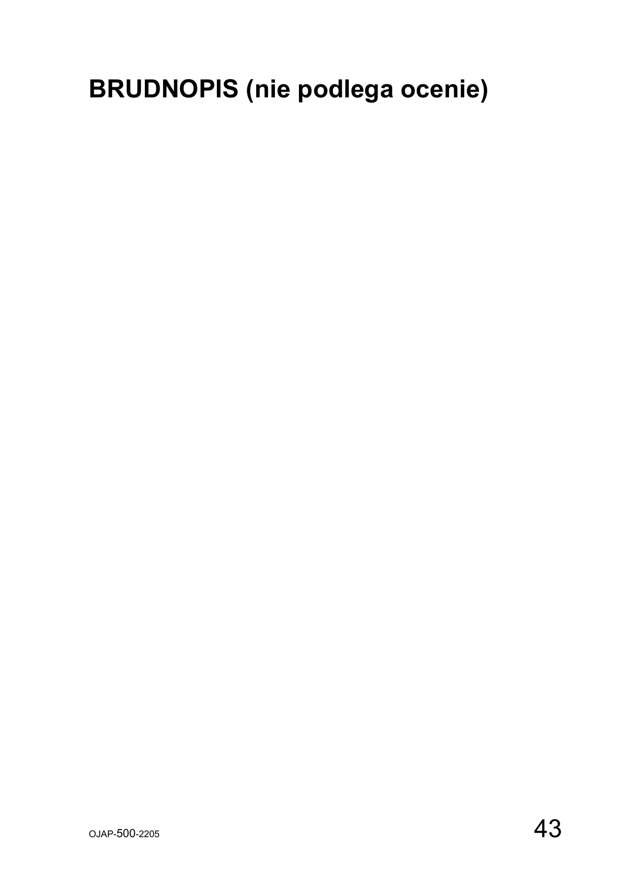# BRUDNOPIS (nie podlega ocenie)